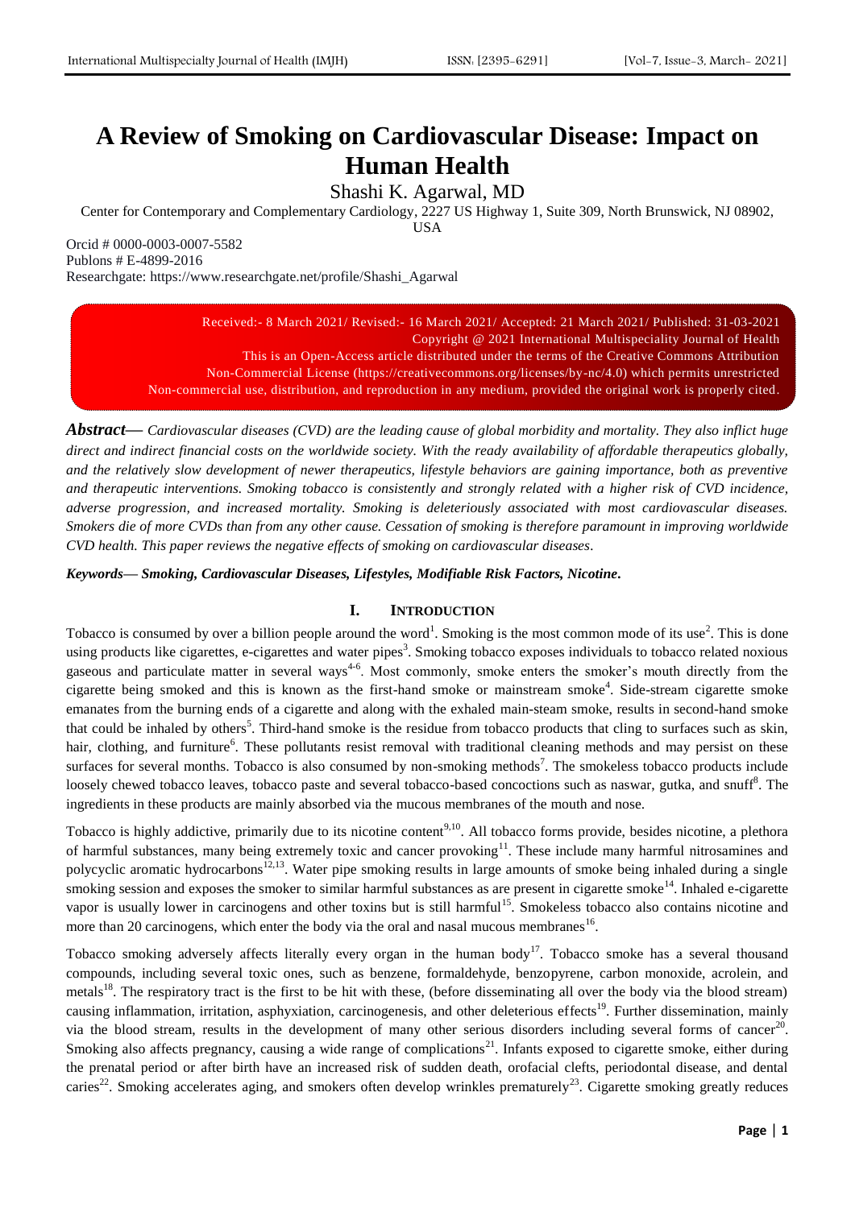# A Review of Smoking on Cardiovascular Disease: Impact on Human Health

Shashi K. Agarwal, MD

Center for Contemporary and Complementary Cardiology, 2227 US Highway 1, Suite 309, North Brunswick, NJ 08902, USA

Orcid # 0000-0003-0007-5582
Publons # E-4899-2016
Researchgate: https://www.researchgate.net/profile/Shashi_Agarwal

Received:- 8 March 2021/ Revised:- 16 March 2021/ Accepted: 21 March 2021/ Published: 31-03-2021
Copyright @ 2021 International Multispeciality Journal of Health
This is an Open-Access article distributed under the terms of the Creative Commons Attribution Non-Commercial License (https://creativecommons.org/licenses/by-nc/4.0) which permits unrestricted Non-commercial use, distribution, and reproduction in any medium, provided the original work is properly cited.

***Abstract***— *Cardiovascular diseases (CVD) are the leading cause of global morbidity and mortality. They also inflict huge direct and indirect financial costs on the worldwide society. With the ready availability of affordable therapeutics globally, and the relatively slow development of newer therapeutics, lifestyle behaviors are gaining importance, both as preventive and therapeutic interventions. Smoking tobacco is consistently and strongly related with a higher risk of CVD incidence, adverse progression, and increased mortality. Smoking is deleteriously associated with most cardiovascular diseases. Smokers die of more CVDs than from any other cause. Cessation of smoking is therefore paramount in improving worldwide CVD health. This paper reviews the negative effects of smoking on cardiovascular diseases.*

***Keywords— Smoking, Cardiovascular Diseases, Lifestyles, Modifiable Risk Factors, Nicotine.***

## I. INTRODUCTION

Tobacco is consumed by over a billion people around the word[1]. Smoking is the most common mode of its use[2]. This is done using products like cigarettes, e-cigarettes and water pipes[3]. Smoking tobacco exposes individuals to tobacco related noxious gaseous and particulate matter in several ways[4-6]. Most commonly, smoke enters the smoker's mouth directly from the cigarette being smoked and this is known as the first-hand smoke or mainstream smoke[4]. Side-stream cigarette smoke emanates from the burning ends of a cigarette and along with the exhaled main-steam smoke, results in second-hand smoke that could be inhaled by others[5]. Third-hand smoke is the residue from tobacco products that cling to surfaces such as skin, hair, clothing, and furniture[6]. These pollutants resist removal with traditional cleaning methods and may persist on these surfaces for several months. Tobacco is also consumed by non-smoking methods[7]. The smokeless tobacco products include loosely chewed tobacco leaves, tobacco paste and several tobacco-based concoctions such as naswar, gutka, and snuff[8]. The ingredients in these products are mainly absorbed via the mucous membranes of the mouth and nose.

Tobacco is highly addictive, primarily due to its nicotine content[9,10]. All tobacco forms provide, besides nicotine, a plethora of harmful substances, many being extremely toxic and cancer provoking[11]. These include many harmful nitrosamines and polycyclic aromatic hydrocarbons[12,13]. Water pipe smoking results in large amounts of smoke being inhaled during a single smoking session and exposes the smoker to similar harmful substances as are present in cigarette smoke[14]. Inhaled e-cigarette vapor is usually lower in carcinogens and other toxins but is still harmful[15]. Smokeless tobacco also contains nicotine and more than 20 carcinogens, which enter the body via the oral and nasal mucous membranes[16].

Tobacco smoking adversely affects literally every organ in the human body[17]. Tobacco smoke has a several thousand compounds, including several toxic ones, such as benzene, formaldehyde, benzopyrene, carbon monoxide, acrolein, and metals[18]. The respiratory tract is the first to be hit with these, (before disseminating all over the body via the blood stream) causing inflammation, irritation, asphyxiation, carcinogenesis, and other deleterious effects[19]. Further dissemination, mainly via the blood stream, results in the development of many other serious disorders including several forms of cancer[20]. Smoking also affects pregnancy, causing a wide range of complications[21]. Infants exposed to cigarette smoke, either during the prenatal period or after birth have an increased risk of sudden death, orofacial clefts, periodontal disease, and dental caries[22]. Smoking accelerates aging, and smokers often develop wrinkles prematurely[23]. Cigarette smoking greatly reduces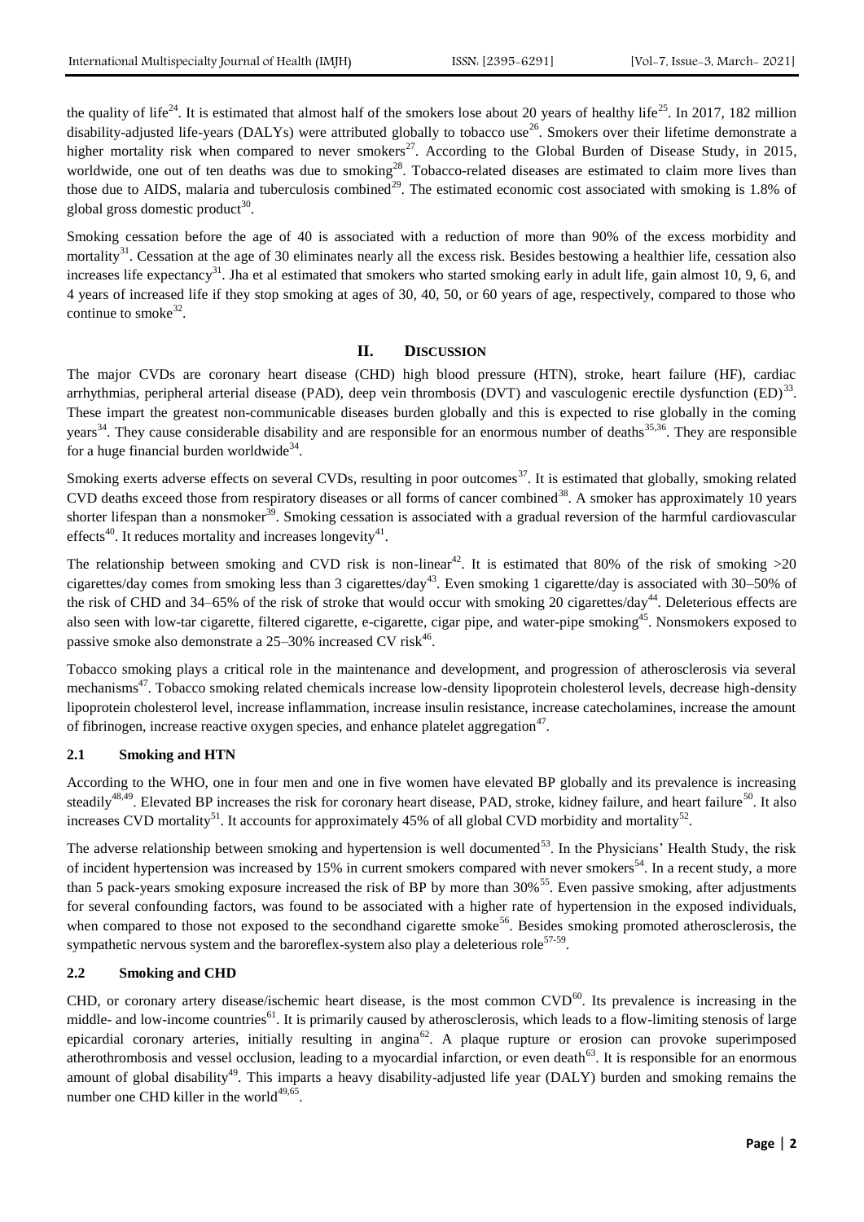the quality of life[24]. It is estimated that almost half of the smokers lose about 20 years of healthy life[25]. In 2017, 182 million disability-adjusted life-years (DALYs) were attributed globally to tobacco use[26]. Smokers over their lifetime demonstrate a higher mortality risk when compared to never smokers[27]. According to the Global Burden of Disease Study, in 2015, worldwide, one out of ten deaths was due to smoking[28]. Tobacco-related diseases are estimated to claim more lives than those due to AIDS, malaria and tuberculosis combined[29]. The estimated economic cost associated with smoking is 1.8% of global gross domestic product[30].

Smoking cessation before the age of 40 is associated with a reduction of more than 90% of the excess morbidity and mortality[31]. Cessation at the age of 30 eliminates nearly all the excess risk. Besides bestowing a healthier life, cessation also increases life expectancy[31]. Jha et al estimated that smokers who started smoking early in adult life, gain almost 10, 9, 6, and 4 years of increased life if they stop smoking at ages of 30, 40, 50, or 60 years of age, respectively, compared to those who continue to smoke[32].

## II. Discussion

The major CVDs are coronary heart disease (CHD) high blood pressure (HTN), stroke, heart failure (HF), cardiac arrhythmias, peripheral arterial disease (PAD), deep vein thrombosis (DVT) and vasculogenic erectile dysfunction (ED)[33]. These impart the greatest non-communicable diseases burden globally and this is expected to rise globally in the coming years[34]. They cause considerable disability and are responsible for an enormous number of deaths[35,36]. They are responsible for a huge financial burden worldwide[34].

Smoking exerts adverse effects on several CVDs, resulting in poor outcomes[37]. It is estimated that globally, smoking related CVD deaths exceed those from respiratory diseases or all forms of cancer combined[38]. A smoker has approximately 10 years shorter lifespan than a nonsmoker[39]. Smoking cessation is associated with a gradual reversion of the harmful cardiovascular effects[40]. It reduces mortality and increases longevity[41].

The relationship between smoking and CVD risk is non-linear[42]. It is estimated that 80% of the risk of smoking >20 cigarettes/day comes from smoking less than 3 cigarettes/day[43]. Even smoking 1 cigarette/day is associated with 30–50% of the risk of CHD and 34–65% of the risk of stroke that would occur with smoking 20 cigarettes/day[44]. Deleterious effects are also seen with low-tar cigarette, filtered cigarette, e-cigarette, cigar pipe, and water-pipe smoking[45]. Nonsmokers exposed to passive smoke also demonstrate a 25–30% increased CV risk[46].

Tobacco smoking plays a critical role in the maintenance and development, and progression of atherosclerosis via several mechanisms[47]. Tobacco smoking related chemicals increase low-density lipoprotein cholesterol levels, decrease high-density lipoprotein cholesterol level, increase inflammation, increase insulin resistance, increase catecholamines, increase the amount of fibrinogen, increase reactive oxygen species, and enhance platelet aggregation[47].

### 2.1 Smoking and HTN

According to the WHO, one in four men and one in five women have elevated BP globally and its prevalence is increasing steadily[48,49]. Elevated BP increases the risk for coronary heart disease, PAD, stroke, kidney failure, and heart failure[50]. It also increases CVD mortality[51]. It accounts for approximately 45% of all global CVD morbidity and mortality[52].

The adverse relationship between smoking and hypertension is well documented[53]. In the Physicians' Health Study, the risk of incident hypertension was increased by 15% in current smokers compared with never smokers[54]. In a recent study, a more than 5 pack-years smoking exposure increased the risk of BP by more than 30%[55]. Even passive smoking, after adjustments for several confounding factors, was found to be associated with a higher rate of hypertension in the exposed individuals, when compared to those not exposed to the secondhand cigarette smoke[56]. Besides smoking promoted atherosclerosis, the sympathetic nervous system and the baroreflex-system also play a deleterious role[57-59].

### 2.2 Smoking and CHD

CHD, or coronary artery disease/ischemic heart disease, is the most common CVD[60]. Its prevalence is increasing in the middle- and low-income countries[61]. It is primarily caused by atherosclerosis, which leads to a flow-limiting stenosis of large epicardial coronary arteries, initially resulting in angina[62]. A plaque rupture or erosion can provoke superimposed atherothrombosis and vessel occlusion, leading to a myocardial infarction, or even death[63]. It is responsible for an enormous amount of global disability[49]. This imparts a heavy disability-adjusted life year (DALY) burden and smoking remains the number one CHD killer in the world[49,65].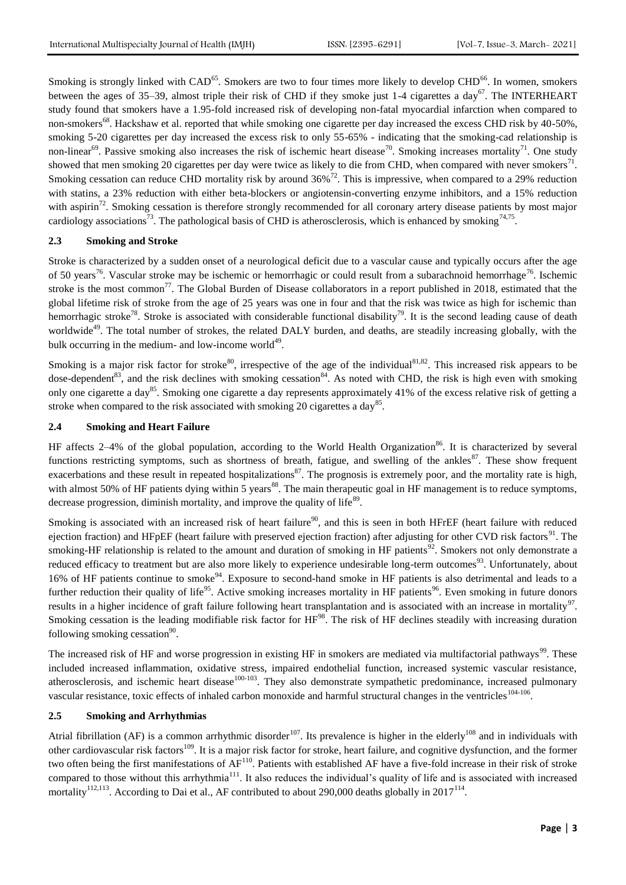Smoking is strongly linked with CAD[65]. Smokers are two to four times more likely to develop CHD[66]. In women, smokers between the ages of 35–39, almost triple their risk of CHD if they smoke just 1-4 cigarettes a day[67]. The INTERHEART study found that smokers have a 1.95-fold increased risk of developing non-fatal myocardial infarction when compared to non-smokers[68]. Hackshaw et al. reported that while smoking one cigarette per day increased the excess CHD risk by 40-50%, smoking 5-20 cigarettes per day increased the excess risk to only 55-65% - indicating that the smoking-cad relationship is non-linear[69]. Passive smoking also increases the risk of ischemic heart disease[70]. Smoking increases mortality[71]. One study showed that men smoking 20 cigarettes per day were twice as likely to die from CHD, when compared with never smokers[71]. Smoking cessation can reduce CHD mortality risk by around 36%[72]. This is impressive, when compared to a 29% reduction with statins, a 23% reduction with either beta-blockers or angiotensin-converting enzyme inhibitors, and a 15% reduction with aspirin[72]. Smoking cessation is therefore strongly recommended for all coronary artery disease patients by most major cardiology associations[73]. The pathological basis of CHD is atherosclerosis, which is enhanced by smoking[74,75].

### 2.3 Smoking and Stroke

Stroke is characterized by a sudden onset of a neurological deficit due to a vascular cause and typically occurs after the age of 50 years[76]. Vascular stroke may be ischemic or hemorrhagic or could result from a subarachnoid hemorrhage[76]. Ischemic stroke is the most common[77]. The Global Burden of Disease collaborators in a report published in 2018, estimated that the global lifetime risk of stroke from the age of 25 years was one in four and that the risk was twice as high for ischemic than hemorrhagic stroke[78]. Stroke is associated with considerable functional disability[79]. It is the second leading cause of death worldwide[49]. The total number of strokes, the related DALY burden, and deaths, are steadily increasing globally, with the bulk occurring in the medium- and low-income world[49].

Smoking is a major risk factor for stroke[80], irrespective of the age of the individual[81,82]. This increased risk appears to be dose-dependent[83], and the risk declines with smoking cessation[84]. As noted with CHD, the risk is high even with smoking only one cigarette a day[85]. Smoking one cigarette a day represents approximately 41% of the excess relative risk of getting a stroke when compared to the risk associated with smoking 20 cigarettes a day[85].

### 2.4 Smoking and Heart Failure

HF affects 2–4% of the global population, according to the World Health Organization[86]. It is characterized by several functions restricting symptoms, such as shortness of breath, fatigue, and swelling of the ankles[87]. These show frequent exacerbations and these result in repeated hospitalizations[87]. The prognosis is extremely poor, and the mortality rate is high, with almost 50% of HF patients dying within 5 years[88]. The main therapeutic goal in HF management is to reduce symptoms, decrease progression, diminish mortality, and improve the quality of life[89].

Smoking is associated with an increased risk of heart failure[90], and this is seen in both HFrEF (heart failure with reduced ejection fraction) and HFpEF (heart failure with preserved ejection fraction) after adjusting for other CVD risk factors[91]. The smoking-HF relationship is related to the amount and duration of smoking in HF patients[92]. Smokers not only demonstrate a reduced efficacy to treatment but are also more likely to experience undesirable long-term outcomes[93]. Unfortunately, about 16% of HF patients continue to smoke[94]. Exposure to second-hand smoke in HF patients is also detrimental and leads to a further reduction their quality of life[95]. Active smoking increases mortality in HF patients[96]. Even smoking in future donors results in a higher incidence of graft failure following heart transplantation and is associated with an increase in mortality[97]. Smoking cessation is the leading modifiable risk factor for HF[98]. The risk of HF declines steadily with increasing duration following smoking cessation[90].

The increased risk of HF and worse progression in existing HF in smokers are mediated via multifactorial pathways[99]. These included increased inflammation, oxidative stress, impaired endothelial function, increased systemic vascular resistance, atherosclerosis, and ischemic heart disease[100-103]. They also demonstrate sympathetic predominance, increased pulmonary vascular resistance, toxic effects of inhaled carbon monoxide and harmful structural changes in the ventricles[104-106].

### 2.5 Smoking and Arrhythmias

Atrial fibrillation (AF) is a common arrhythmic disorder[107]. Its prevalence is higher in the elderly[108] and in individuals with other cardiovascular risk factors[109]. It is a major risk factor for stroke, heart failure, and cognitive dysfunction, and the former two often being the first manifestations of AF[110]. Patients with established AF have a five-fold increase in their risk of stroke compared to those without this arrhythmia[111]. It also reduces the individual's quality of life and is associated with increased mortality[112,113]. According to Dai et al., AF contributed to about 290,000 deaths globally in 2017[114].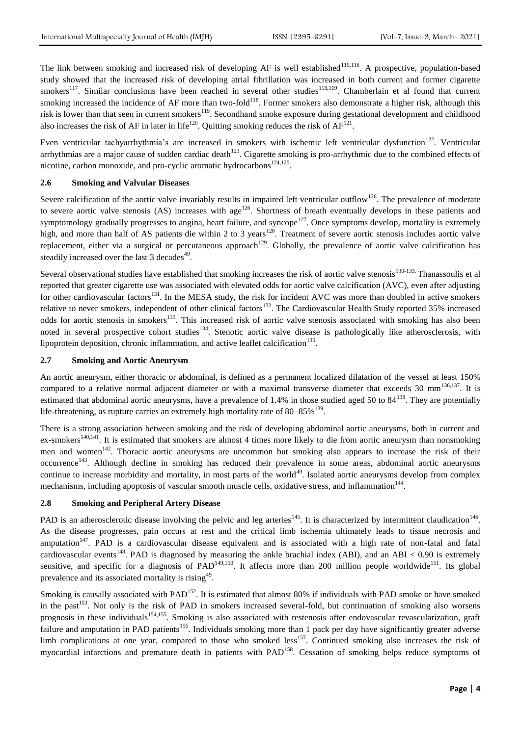The link between smoking and increased risk of developing AF is well established[115,116]. A prospective, population-based study showed that the increased risk of developing atrial fibrillation was increased in both current and former cigarette smokers[117]. Similar conclusions have been reached in several other studies[118,119]. Chamberlain et al found that current smoking increased the incidence of AF more than two-fold[118]. Former smokers also demonstrate a higher risk, although this risk is lower than that seen in current smokers[119]. Secondhand smoke exposure during gestational development and childhood also increases the risk of AF in later in life[120]. Quitting smoking reduces the risk of AF[121].

Even ventricular tachyarrhythmia's are increased in smokers with ischemic left ventricular dysfunction[122]. Ventricular arrhythmias are a major cause of sudden cardiac death[123]. Cigarette smoking is pro-arrhythmic due to the combined effects of nicotine, carbon monoxide, and pro-cyclic aromatic hydrocarbons[124,125].

### 2.6 Smoking and Valvular Diseases

Severe calcification of the aortic valve invariably results in impaired left ventricular outflow[126]. The prevalence of moderate to severe aortic valve stenosis (AS) increases with age[126]. Shortness of breath eventually develops in these patients and symptomology gradually progresses to angina, heart failure, and syncope[127]. Once symptoms develop, mortality is extremely high, and more than half of AS patients die within 2 to 3 years[128]. Treatment of severe aortic stenosis includes aortic valve replacement, either via a surgical or percutaneous approach[129]. Globally, the prevalence of aortic valve calcification has steadily increased over the last 3 decades[49].

Several observational studies have established that smoking increases the risk of aortic valve stenosis[130-133]. Thanassoulis et al reported that greater cigarette use was associated with elevated odds for aortic valve calcification (AVC), even after adjusting for other cardiovascular factors[131]. In the MESA study, the risk for incident AVC was more than doubled in active smokers relative to never smokers, independent of other clinical factors[132]. The Cardiovascular Health Study reported 35% increased odds for aortic stenosis in smokers[133]. This increased risk of aortic valve stenosis associated with smoking has also been noted in several prospective cohort studies[134]. Stenotic aortic valve disease is pathologically like atherosclerosis, with lipoprotein deposition, chronic inflammation, and active leaflet calcification[135].

### 2.7 Smoking and Aortic Aneurysm

An aortic aneurysm, either thoracic or abdominal, is defined as a permanent localized dilatation of the vessel at least 150% compared to a relative normal adjacent diameter or with a maximal transverse diameter that exceeds 30 mm[136,137]. It is estimated that abdominal aortic aneurysms, have a prevalence of 1.4% in those studied aged 50 to 84[138]. They are potentially life-threatening, as rupture carries an extremely high mortality rate of 80–85%[139].

There is a strong association between smoking and the risk of developing abdominal aortic aneurysms, both in current and ex-smokers[140,141]. It is estimated that smokers are almost 4 times more likely to die from aortic aneurysm than nonsmoking men and women[142]. Thoracic aortic aneurysms are uncommon but smoking also appears to increase the risk of their occurrence[143]. Although decline in smoking has reduced their prevalence in some areas, abdominal aortic aneurysms continue to increase morbidity and mortality, in most parts of the world[49]. Isolated aortic aneurysms develop from complex mechanisms, including apoptosis of vascular smooth muscle cells, oxidative stress, and inflammation[144].

### 2.8 Smoking and Peripheral Artery Disease

PAD is an atherosclerotic disease involving the pelvic and leg arteries[145]. It is characterized by intermittent claudication[146]. As the disease progresses, pain occurs at rest and the critical limb ischemia ultimately leads to tissue necrosis and amputation[147]. PAD is a cardiovascular disease equivalent and is associated with a high rate of non-fatal and fatal cardiovascular events[148]. PAD is diagnosed by measuring the ankle brachial index (ABI), and an ABI < 0.90 is extremely sensitive, and specific for a diagnosis of PAD[149,150]. It affects more than 200 million people worldwide[151]. Its global prevalence and its associated mortality is rising[49].

Smoking is causally associated with PAD[152]. It is estimated that almost 80% if individuals with PAD smoke or have smoked in the past[153]. Not only is the risk of PAD in smokers increased several-fold, but continuation of smoking also worsens prognosis in these individuals[154,155]. Smoking is also associated with restenosis after endovascular revascularization, graft failure and amputation in PAD patients[156]. Individuals smoking more than 1 pack per day have significantly greater adverse limb complications at one year, compared to those who smoked less[157]. Continued smoking also increases the risk of myocardial infarctions and premature death in patients with PAD[158]. Cessation of smoking helps reduce symptoms of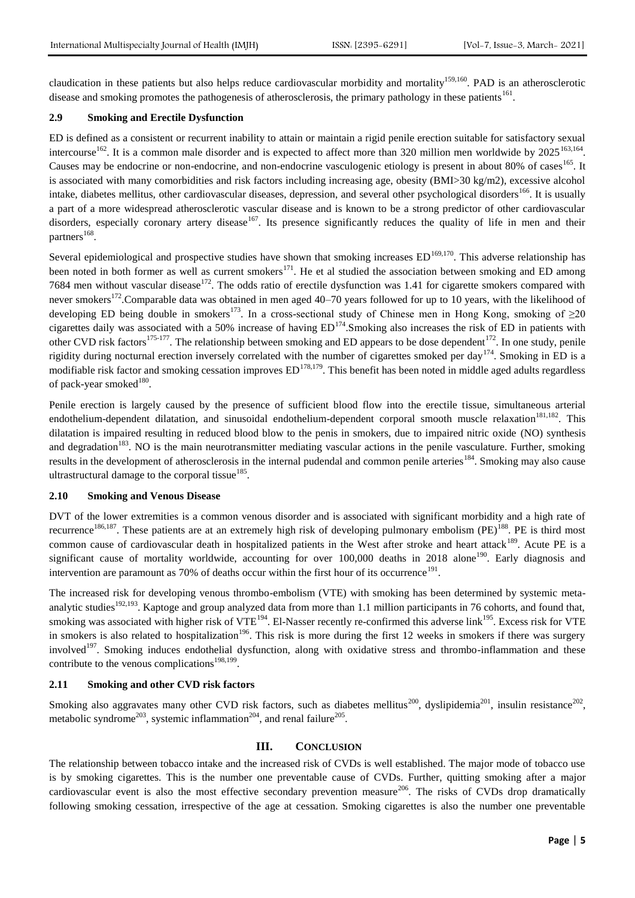claudication in these patients but also helps reduce cardiovascular morbidity and mortality[159,160]. PAD is an atherosclerotic disease and smoking promotes the pathogenesis of atherosclerosis, the primary pathology in these patients[161].

### 2.9 Smoking and Erectile Dysfunction

ED is defined as a consistent or recurrent inability to attain or maintain a rigid penile erection suitable for satisfactory sexual intercourse[162]. It is a common male disorder and is expected to affect more than 320 million men worldwide by 2025[163,164]. Causes may be endocrine or non-endocrine, and non-endocrine vasculogenic etiology is present in about 80% of cases[165]. It is associated with many comorbidities and risk factors including increasing age, obesity (BMI>30 kg/m2), excessive alcohol intake, diabetes mellitus, other cardiovascular diseases, depression, and several other psychological disorders[166]. It is usually a part of a more widespread atherosclerotic vascular disease and is known to be a strong predictor of other cardiovascular disorders, especially coronary artery disease[167]. Its presence significantly reduces the quality of life in men and their partners[168].

Several epidemiological and prospective studies have shown that smoking increases ED[169,170]. This adverse relationship has been noted in both former as well as current smokers[171]. He et al studied the association between smoking and ED among 7684 men without vascular disease[172]. The odds ratio of erectile dysfunction was 1.41 for cigarette smokers compared with never smokers[172].Comparable data was obtained in men aged 40–70 years followed for up to 10 years, with the likelihood of developing ED being double in smokers[173]. In a cross-sectional study of Chinese men in Hong Kong, smoking of ≥20 cigarettes daily was associated with a 50% increase of having ED[174].Smoking also increases the risk of ED in patients with other CVD risk factors[175-177]. The relationship between smoking and ED appears to be dose dependent[172]. In one study, penile rigidity during nocturnal erection inversely correlated with the number of cigarettes smoked per day[174]. Smoking in ED is a modifiable risk factor and smoking cessation improves ED[178,179]. This benefit has been noted in middle aged adults regardless of pack-year smoked[180].

Penile erection is largely caused by the presence of sufficient blood flow into the erectile tissue, simultaneous arterial endothelium-dependent dilatation, and sinusoidal endothelium-dependent corporal smooth muscle relaxation[181,182]. This dilatation is impaired resulting in reduced blood blow to the penis in smokers, due to impaired nitric oxide (NO) synthesis and degradation[183]. NO is the main neurotransmitter mediating vascular actions in the penile vasculature. Further, smoking results in the development of atherosclerosis in the internal pudendal and common penile arteries[184]. Smoking may also cause ultrastructural damage to the corporal tissue[185].

### 2.10 Smoking and Venous Disease

DVT of the lower extremities is a common venous disorder and is associated with significant morbidity and a high rate of recurrence[186,187]. These patients are at an extremely high risk of developing pulmonary embolism (PE)[188]. PE is third most common cause of cardiovascular death in hospitalized patients in the West after stroke and heart attack[189]. Acute PE is a significant cause of mortality worldwide, accounting for over 100,000 deaths in 2018 alone[190]. Early diagnosis and intervention are paramount as 70% of deaths occur within the first hour of its occurrence[191].

The increased risk for developing venous thrombo-embolism (VTE) with smoking has been determined by systemic meta-analytic studies[192,193]. Kaptoge and group analyzed data from more than 1.1 million participants in 76 cohorts, and found that, smoking was associated with higher risk of VTE[194]. El-Nasser recently re-confirmed this adverse link[195]. Excess risk for VTE in smokers is also related to hospitalization[196]. This risk is more during the first 12 weeks in smokers if there was surgery involved[197]. Smoking induces endothelial dysfunction, along with oxidative stress and thrombo-inflammation and these contribute to the venous complications[198,199].

### 2.11 Smoking and other CVD risk factors

Smoking also aggravates many other CVD risk factors, such as diabetes mellitus[200], dyslipidemia[201], insulin resistance[202], metabolic syndrome[203], systemic inflammation[204], and renal failure[205].

## III. CONCLUSION

The relationship between tobacco intake and the increased risk of CVDs is well established. The major mode of tobacco use is by smoking cigarettes. This is the number one preventable cause of CVDs. Further, quitting smoking after a major cardiovascular event is also the most effective secondary prevention measure[206]. The risks of CVDs drop dramatically following smoking cessation, irrespective of the age at cessation. Smoking cigarettes is also the number one preventable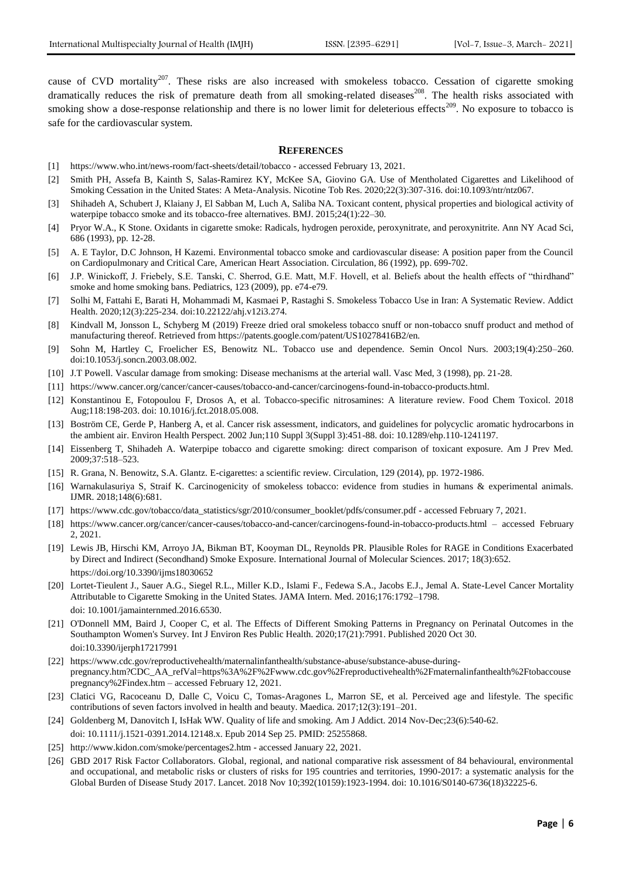cause of CVD mortality[207]. These risks are also increased with smokeless tobacco. Cessation of cigarette smoking dramatically reduces the risk of premature death from all smoking-related diseases[208]. The health risks associated with smoking show a dose-response relationship and there is no lower limit for deleterious effects[209]. No exposure to tobacco is safe for the cardiovascular system.

## REFERENCES

[1] https://www.who.int/news-room/fact-sheets/detail/tobacco - accessed February 13, 2021.

[2] Smith PH, Assefa B, Kainth S, Salas-Ramirez KY, McKee SA, Giovino GA. Use of Mentholated Cigarettes and Likelihood of Smoking Cessation in the United States: A Meta-Analysis. Nicotine Tob Res. 2020;22(3):307-316. doi:10.1093/ntr/ntz067.

[3] Shihadeh A, Schubert J, Klaiany J, El Sabban M, Luch A, Saliba NA. Toxicant content, physical properties and biological activity of waterpipe tobacco smoke and its tobacco-free alternatives. BMJ. 2015;24(1):22–30.

[4] Pryor W.A., K Stone. Oxidants in cigarette smoke: Radicals, hydrogen peroxide, peroxynitrate, and peroxynitrite. Ann NY Acad Sci, 686 (1993), pp. 12-28.

[5] A. E Taylor, D.C Johnson, H Kazemi. Environmental tobacco smoke and cardiovascular disease: A position paper from the Council on Cardiopulmonary and Critical Care, American Heart Association. Circulation, 86 (1992), pp. 699-702.

[6] J.P. Winickoff, J. Friebely, S.E. Tanski, C. Sherrod, G.E. Matt, M.F. Hovell, et al. Beliefs about the health effects of "thirdhand" smoke and home smoking bans. Pediatrics, 123 (2009), pp. e74-e79.

[7] Solhi M, Fattahi E, Barati H, Mohammadi M, Kasmaei P, Rastaghi S. Smokeless Tobacco Use in Iran: A Systematic Review. Addict Health. 2020;12(3):225-234. doi:10.22122/ahj.v12i3.274.

[8] Kindvall M, Jonsson L, Schyberg M (2019) Freeze dried oral smokeless tobacco snuff or non-tobacco snuff product and method of manufacturing thereof. Retrieved from https://patents.google.com/patent/US10278416B2/en.

[9] Sohn M, Hartley C, Froelicher ES, Benowitz NL. Tobacco use and dependence. Semin Oncol Nurs. 2003;19(4):250–260. doi:10.1053/j.soncn.2003.08.002.

[10] J.T Powell. Vascular damage from smoking: Disease mechanisms at the arterial wall. Vasc Med, 3 (1998), pp. 21-28.

[11] https://www.cancer.org/cancer/cancer-causes/tobacco-and-cancer/carcinogens-found-in-tobacco-products.html.

[12] Konstantinou E, Fotopoulou F, Drosos A, et al. Tobacco-specific nitrosamines: A literature review. Food Chem Toxicol. 2018 Aug;118:198-203. doi: 10.1016/j.fct.2018.05.008.

[13] Boström CE, Gerde P, Hanberg A, et al. Cancer risk assessment, indicators, and guidelines for polycyclic aromatic hydrocarbons in the ambient air. Environ Health Perspect. 2002 Jun;110 Suppl 3(Suppl 3):451-88. doi: 10.1289/ehp.110-1241197.

[14] Eissenberg T, Shihadeh A. Waterpipe tobacco and cigarette smoking: direct comparison of toxicant exposure. Am J Prev Med. 2009;37:518–523.

[15] R. Grana, N. Benowitz, S.A. Glantz. E-cigarettes: a scientific review. Circulation, 129 (2014), pp. 1972-1986.

[16] Warnakulasuriya S, Straif K. Carcinogenicity of smokeless tobacco: evidence from studies in humans & experimental animals. IJMR. 2018;148(6):681.

[17] https://www.cdc.gov/tobacco/data_statistics/sgr/2010/consumer_booklet/pdfs/consumer.pdf - accessed February 7, 2021.

[18] https://www.cancer.org/cancer/cancer-causes/tobacco-and-cancer/carcinogens-found-in-tobacco-products.html – accessed February 2, 2021.

[19] Lewis JB, Hirschi KM, Arroyo JA, Bikman BT, Kooyman DL, Reynolds PR. Plausible Roles for RAGE in Conditions Exacerbated by Direct and Indirect (Secondhand) Smoke Exposure. International Journal of Molecular Sciences. 2017; 18(3):652. https://doi.org/10.3390/ijms18030652

[20] Lortet-Tieulent J., Sauer A.G., Siegel R.L., Miller K.D., Islami F., Fedewa S.A., Jacobs E.J., Jemal A. State-Level Cancer Mortality Attributable to Cigarette Smoking in the United States. JAMA Intern. Med. 2016;176:1792–1798. doi: 10.1001/jamainternmed.2016.6530.

[21] O'Donnell MM, Baird J, Cooper C, et al. The Effects of Different Smoking Patterns in Pregnancy on Perinatal Outcomes in the Southampton Women's Survey. Int J Environ Res Public Health. 2020;17(21):7991. Published 2020 Oct 30. doi:10.3390/ijerph17217991

[22] https://www.cdc.gov/reproductivehealth/maternalinfanthealth/substance-abuse/substance-abuse-during-pregnancy.htm?CDC_AA_refVal=https%3A%2F%2Fwww.cdc.gov%2Freproductivehealth%2Fmaternalinfanthealth%2Ftobaccousepregnancy%2Findex.htm – accessed February 12, 2021.

[23] Clatici VG, Racoceanu D, Dalle C, Voicu C, Tomas-Aragones L, Marron SE, et al. Perceived age and lifestyle. The specific contributions of seven factors involved in health and beauty. Maedica. 2017;12(3):191–201.

[24] Goldenberg M, Danovitch I, IsHak WW. Quality of life and smoking. Am J Addict. 2014 Nov-Dec;23(6):540-62. doi: 10.1111/j.1521-0391.2014.12148.x. Epub 2014 Sep 25. PMID: 25255868.

[25] http://www.kidon.com/smoke/percentages2.htm - accessed January 22, 2021.

[26] GBD 2017 Risk Factor Collaborators. Global, regional, and national comparative risk assessment of 84 behavioural, environmental and occupational, and metabolic risks or clusters of risks for 195 countries and territories, 1990-2017: a systematic analysis for the Global Burden of Disease Study 2017. Lancet. 2018 Nov 10;392(10159):1923-1994. doi: 10.1016/S0140-6736(18)32225-6.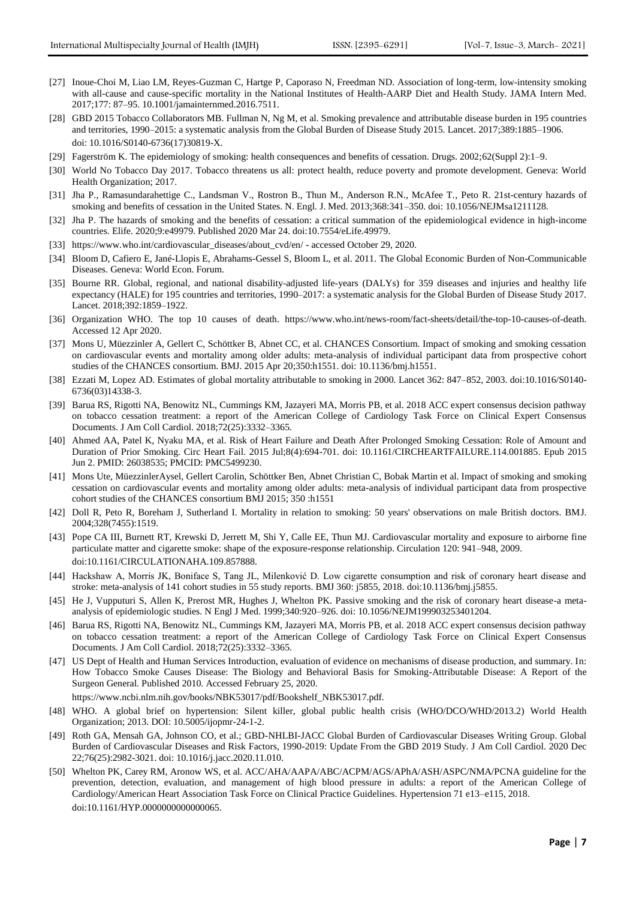- [27] Inoue-Choi M, Liao LM, Reyes-Guzman C, Hartge P, Caporaso N, Freedman ND. Association of long-term, low-intensity smoking with all-cause and cause-specific mortality in the National Institutes of Health-AARP Diet and Health Study. JAMA Intern Med. 2017;177: 87–95. 10.1001/jamainternmed.2016.7511.
- [28] GBD 2015 Tobacco Collaborators MB. Fullman N, Ng M, et al. Smoking prevalence and attributable disease burden in 195 countries and territories, 1990–2015: a systematic analysis from the Global Burden of Disease Study 2015. Lancet. 2017;389:1885–1906. doi: 10.1016/S0140-6736(17)30819-X.
- [29] Fagerström K. The epidemiology of smoking: health consequences and benefits of cessation. Drugs. 2002;62(Suppl 2):1–9.
- [30] World No Tobacco Day 2017. Tobacco threatens us all: protect health, reduce poverty and promote development. Geneva: World Health Organization; 2017.
- [31] Jha P., Ramasundarahettige C., Landsman V., Rostron B., Thun M., Anderson R.N., McAfee T., Peto R. 21st-century hazards of smoking and benefits of cessation in the United States. N. Engl. J. Med. 2013;368:341–350. doi: 10.1056/NEJMsa1211128.
- [32] Jha P. The hazards of smoking and the benefits of cessation: a critical summation of the epidemiological evidence in high-income countries. Elife. 2020;9:e49979. Published 2020 Mar 24. doi:10.7554/eLife.49979.
- [33] https://www.who.int/cardiovascular_diseases/about_cvd/en/ - accessed October 29, 2020.
- [34] Bloom D, Cafiero E, Jané-Llopis E, Abrahams-Gessel S, Bloom L, et al. 2011. The Global Economic Burden of Non-Communicable Diseases. Geneva: World Econ. Forum.
- [35] Bourne RR. Global, regional, and national disability-adjusted life-years (DALYs) for 359 diseases and injuries and healthy life expectancy (HALE) for 195 countries and territories, 1990–2017: a systematic analysis for the Global Burden of Disease Study 2017. Lancet. 2018;392:1859–1922.
- [36] Organization WHO. The top 10 causes of death. https://www.who.int/news-room/fact-sheets/detail/the-top-10-causes-of-death. Accessed 12 Apr 2020.
- [37] Mons U, Müezzinler A, Gellert C, Schöttker B, Abnet CC, et al. CHANCES Consortium. Impact of smoking and smoking cessation on cardiovascular events and mortality among older adults: meta-analysis of individual participant data from prospective cohort studies of the CHANCES consortium. BMJ. 2015 Apr 20;350:h1551. doi: 10.1136/bmj.h1551.
- [38] Ezzati M, Lopez AD. Estimates of global mortality attributable to smoking in 2000. Lancet 362: 847–852, 2003. doi:10.1016/S0140-6736(03)14338-3.
- [39] Barua RS, Rigotti NA, Benowitz NL, Cummings KM, Jazayeri MA, Morris PB, et al. 2018 ACC expert consensus decision pathway on tobacco cessation treatment: a report of the American College of Cardiology Task Force on Clinical Expert Consensus Documents. J Am Coll Cardiol. 2018;72(25):3332–3365.
- [40] Ahmed AA, Patel K, Nyaku MA, et al. Risk of Heart Failure and Death After Prolonged Smoking Cessation: Role of Amount and Duration of Prior Smoking. Circ Heart Fail. 2015 Jul;8(4):694-701. doi: 10.1161/CIRCHEARTFAILURE.114.001885. Epub 2015 Jun 2. PMID: 26038535; PMCID: PMC5499230.
- [41] Mons Ute, MüezzinlerAysel, Gellert Carolin, Schöttker Ben, Abnet Christian C, Bobak Martin et al. Impact of smoking and smoking cessation on cardiovascular events and mortality among older adults: meta-analysis of individual participant data from prospective cohort studies of the CHANCES consortium BMJ 2015; 350 :h1551
- [42] Doll R, Peto R, Boreham J, Sutherland I. Mortality in relation to smoking: 50 years' observations on male British doctors. BMJ. 2004;328(7455):1519.
- [43] Pope CA III, Burnett RT, Krewski D, Jerrett M, Shi Y, Calle EE, Thun MJ. Cardiovascular mortality and exposure to airborne fine particulate matter and cigarette smoke: shape of the exposure-response relationship. Circulation 120: 941–948, 2009. doi:10.1161/CIRCULATIONAHA.109.857888.
- [44] Hackshaw A, Morris JK, Boniface S, Tang JL, Milenković D. Low cigarette consumption and risk of coronary heart disease and stroke: meta-analysis of 141 cohort studies in 55 study reports. BMJ 360: j5855, 2018. doi:10.1136/bmj.j5855.
- [45] He J, Vupputuri S, Allen K, Prerost MR, Hughes J, Whelton PK. Passive smoking and the risk of coronary heart disease-a meta-analysis of epidemiologic studies. N Engl J Med. 1999;340:920–926. doi: 10.1056/NEJM199903253401204.
- [46] Barua RS, Rigotti NA, Benowitz NL, Cummings KM, Jazayeri MA, Morris PB, et al. 2018 ACC expert consensus decision pathway on tobacco cessation treatment: a report of the American College of Cardiology Task Force on Clinical Expert Consensus Documents. J Am Coll Cardiol. 2018;72(25):3332–3365.
- [47] US Dept of Health and Human Services Introduction, evaluation of evidence on mechanisms of disease production, and summary. In: How Tobacco Smoke Causes Disease: The Biology and Behavioral Basis for Smoking-Attributable Disease: A Report of the Surgeon General. Published 2010. Accessed February 25, 2020. https://www.ncbi.nlm.nih.gov/books/NBK53017/pdf/Bookshelf_NBK53017.pdf.
- [48] WHO. A global brief on hypertension: Silent killer, global public health crisis (WHO/DCO/WHD/2013.2) World Health Organization; 2013. DOI: 10.5005/ijopmr-24-1-2.
- [49] Roth GA, Mensah GA, Johnson CO, et al.; GBD-NHLBI-JACC Global Burden of Cardiovascular Diseases Writing Group. Global Burden of Cardiovascular Diseases and Risk Factors, 1990-2019: Update From the GBD 2019 Study. J Am Coll Cardiol. 2020 Dec 22;76(25):2982-3021. doi: 10.1016/j.jacc.2020.11.010.
- [50] Whelton PK, Carey RM, Aronow WS, et al. ACC/AHA/AAPA/ABC/ACPM/AGS/APhA/ASH/ASPC/NMA/PCNA guideline for the prevention, detection, evaluation, and management of high blood pressure in adults: a report of the American College of Cardiology/American Heart Association Task Force on Clinical Practice Guidelines. Hypertension 71 e13–e115, 2018. doi:10.1161/HYP.0000000000000065.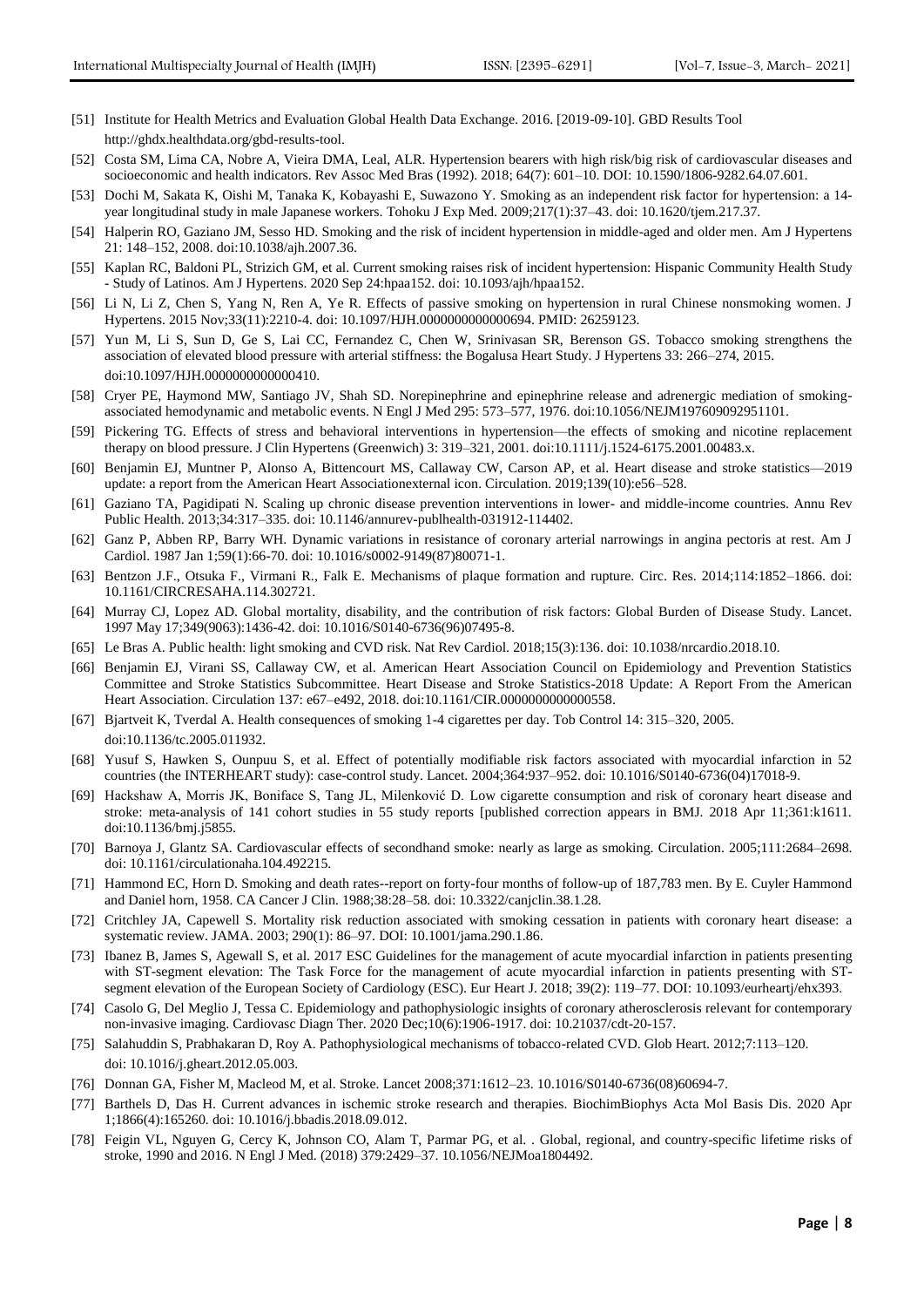[51] Institute for Health Metrics and Evaluation Global Health Data Exchange. 2016. [2019-09-10]. GBD Results Tool http://ghdx.healthdata.org/gbd-results-tool.

[52] Costa SM, Lima CA, Nobre A, Vieira DMA, Leal, ALR. Hypertension bearers with high risk/big risk of cardiovascular diseases and socioeconomic and health indicators. Rev Assoc Med Bras (1992). 2018; 64(7): 601–10. DOI: 10.1590/1806-9282.64.07.601.

[53] Dochi M, Sakata K, Oishi M, Tanaka K, Kobayashi E, Suwazono Y. Smoking as an independent risk factor for hypertension: a 14-year longitudinal study in male Japanese workers. Tohoku J Exp Med. 2009;217(1):37–43. doi: 10.1620/tjem.217.37.

[54] Halperin RO, Gaziano JM, Sesso HD. Smoking and the risk of incident hypertension in middle-aged and older men. Am J Hypertens 21: 148–152, 2008. doi:10.1038/ajh.2007.36.

[55] Kaplan RC, Baldoni PL, Strizich GM, et al. Current smoking raises risk of incident hypertension: Hispanic Community Health Study - Study of Latinos. Am J Hypertens. 2020 Sep 24:hpaa152. doi: 10.1093/ajh/hpaa152.

[56] Li N, Li Z, Chen S, Yang N, Ren A, Ye R. Effects of passive smoking on hypertension in rural Chinese nonsmoking women. J Hypertens. 2015 Nov;33(11):2210-4. doi: 10.1097/HJH.0000000000000694. PMID: 26259123.

[57] Yun M, Li S, Sun D, Ge S, Lai CC, Fernandez C, Chen W, Srinivasan SR, Berenson GS. Tobacco smoking strengthens the association of elevated blood pressure with arterial stiffness: the Bogalusa Heart Study. J Hypertens 33: 266–274, 2015. doi:10.1097/HJH.0000000000000410.

[58] Cryer PE, Haymond MW, Santiago JV, Shah SD. Norepinephrine and epinephrine release and adrenergic mediation of smoking-associated hemodynamic and metabolic events. N Engl J Med 295: 573–577, 1976. doi:10.1056/NEJM197609092951101.

[59] Pickering TG. Effects of stress and behavioral interventions in hypertension—the effects of smoking and nicotine replacement therapy on blood pressure. J Clin Hypertens (Greenwich) 3: 319–321, 2001. doi:10.1111/j.1524-6175.2001.00483.x.

[60] Benjamin EJ, Muntner P, Alonso A, Bittencourt MS, Callaway CW, Carson AP, et al. Heart disease and stroke statistics—2019 update: a report from the American Heart Associationexternal icon. Circulation. 2019;139(10):e56–528.

[61] Gaziano TA, Pagidipati N. Scaling up chronic disease prevention interventions in lower- and middle-income countries. Annu Rev Public Health. 2013;34:317–335. doi: 10.1146/annurev-publhealth-031912-114402.

[62] Ganz P, Abben RP, Barry WH. Dynamic variations in resistance of coronary arterial narrowings in angina pectoris at rest. Am J Cardiol. 1987 Jan 1;59(1):66-70. doi: 10.1016/s0002-9149(87)80071-1.

[63] Bentzon J.F., Otsuka F., Virmani R., Falk E. Mechanisms of plaque formation and rupture. Circ. Res. 2014;114:1852–1866. doi: 10.1161/CIRCRESAHA.114.302721.

[64] Murray CJ, Lopez AD. Global mortality, disability, and the contribution of risk factors: Global Burden of Disease Study. Lancet. 1997 May 17;349(9063):1436-42. doi: 10.1016/S0140-6736(96)07495-8.

[65] Le Bras A. Public health: light smoking and CVD risk. Nat Rev Cardiol. 2018;15(3):136. doi: 10.1038/nrcardio.2018.10.

[66] Benjamin EJ, Virani SS, Callaway CW, et al. American Heart Association Council on Epidemiology and Prevention Statistics Committee and Stroke Statistics Subcommittee. Heart Disease and Stroke Statistics-2018 Update: A Report From the American Heart Association. Circulation 137: e67–e492, 2018. doi:10.1161/CIR.0000000000000558.

[67] Bjartveit K, Tverdal A. Health consequences of smoking 1-4 cigarettes per day. Tob Control 14: 315–320, 2005. doi:10.1136/tc.2005.011932.

[68] Yusuf S, Hawken S, Ounpuu S, et al. Effect of potentially modifiable risk factors associated with myocardial infarction in 52 countries (the INTERHEART study): case-control study. Lancet. 2004;364:937–952. doi: 10.1016/S0140-6736(04)17018-9.

[69] Hackshaw A, Morris JK, Boniface S, Tang JL, Milenković D. Low cigarette consumption and risk of coronary heart disease and stroke: meta-analysis of 141 cohort studies in 55 study reports [published correction appears in BMJ. 2018 Apr 11;361:k1611. doi:10.1136/bmj.j5855.

[70] Barnoya J, Glantz SA. Cardiovascular effects of secondhand smoke: nearly as large as smoking. Circulation. 2005;111:2684–2698. doi: 10.1161/circulationaha.104.492215.

[71] Hammond EC, Horn D. Smoking and death rates--report on forty-four months of follow-up of 187,783 men. By E. Cuyler Hammond and Daniel horn, 1958. CA Cancer J Clin. 1988;38:28–58. doi: 10.3322/canjclin.38.1.28.

[72] Critchley JA, Capewell S. Mortality risk reduction associated with smoking cessation in patients with coronary heart disease: a systematic review. JAMA. 2003; 290(1): 86–97. DOI: 10.1001/jama.290.1.86.

[73] Ibanez B, James S, Agewall S, et al. 2017 ESC Guidelines for the management of acute myocardial infarction in patients presenting with ST-segment elevation: The Task Force for the management of acute myocardial infarction in patients presenting with ST-segment elevation of the European Society of Cardiology (ESC). Eur Heart J. 2018; 39(2): 119–77. DOI: 10.1093/eurheartj/ehx393.

[74] Casolo G, Del Meglio J, Tessa C. Epidemiology and pathophysiologic insights of coronary atherosclerosis relevant for contemporary non-invasive imaging. Cardiovasc Diagn Ther. 2020 Dec;10(6):1906-1917. doi: 10.21037/cdt-20-157.

[75] Salahuddin S, Prabhakaran D, Roy A. Pathophysiological mechanisms of tobacco-related CVD. Glob Heart. 2012;7:113–120. doi: 10.1016/j.gheart.2012.05.003.

[76] Donnan GA, Fisher M, Macleod M, et al. Stroke. Lancet 2008;371:1612–23. 10.1016/S0140-6736(08)60694-7.

[77] Barthels D, Das H. Current advances in ischemic stroke research and therapies. BiochimBiophys Acta Mol Basis Dis. 2020 Apr 1;1866(4):165260. doi: 10.1016/j.bbadis.2018.09.012.

[78] Feigin VL, Nguyen G, Cercy K, Johnson CO, Alam T, Parmar PG, et al. . Global, regional, and country-specific lifetime risks of stroke, 1990 and 2016. N Engl J Med. (2018) 379:2429–37. 10.1056/NEJMoa1804492.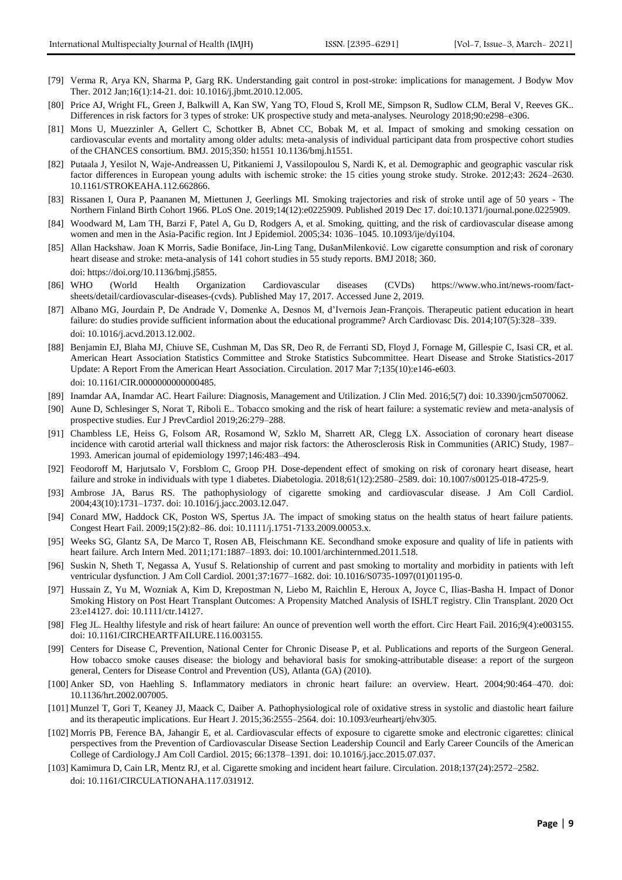[79] Verma R, Arya KN, Sharma P, Garg RK. Understanding gait control in post-stroke: implications for management. J Bodyw Mov Ther. 2012 Jan;16(1):14-21. doi: 10.1016/j.jbmt.2010.12.005.

[80] Price AJ, Wright FL, Green J, Balkwill A, Kan SW, Yang TO, Floud S, Kroll ME, Simpson R, Sudlow CLM, Beral V, Reeves GK.. Differences in risk factors for 3 types of stroke: UK prospective study and meta-analyses. Neurology 2018;90:e298–e306.

[81] Mons U, Muezzinler A, Gellert C, Schottker B, Abnet CC, Bobak M, et al. Impact of smoking and smoking cessation on cardiovascular events and mortality among older adults: meta-analysis of individual participant data from prospective cohort studies of the CHANCES consortium. BMJ. 2015;350: h1551 10.1136/bmj.h1551.

[82] Putaala J, Yesilot N, Waje-Andreassen U, Pitkaniemi J, Vassilopoulou S, Nardi K, et al. Demographic and geographic vascular risk factor differences in European young adults with ischemic stroke: the 15 cities young stroke study. Stroke. 2012;43: 2624–2630. 10.1161/STROKEAHA.112.662866.

[83] Rissanen I, Oura P, Paananen M, Miettunen J, Geerlings MI. Smoking trajectories and risk of stroke until age of 50 years - The Northern Finland Birth Cohort 1966. PLoS One. 2019;14(12):e0225909. Published 2019 Dec 17. doi:10.1371/journal.pone.0225909.

[84] Woodward M, Lam TH, Barzi F, Patel A, Gu D, Rodgers A, et al. Smoking, quitting, and the risk of cardiovascular disease among women and men in the Asia-Pacific region. Int J Epidemiol. 2005;34: 1036–1045. 10.1093/ije/dyi104.

[85] Allan Hackshaw. Joan K Morris, Sadie Boniface, Jin-Ling Tang, DušanMilenković. Low cigarette consumption and risk of coronary heart disease and stroke: meta-analysis of 141 cohort studies in 55 study reports. BMJ 2018; 360. doi: https://doi.org/10.1136/bmj.j5855.

[86] WHO (World Health Organization Cardiovascular diseases (CVDs) https://www.who.int/news-room/fact-sheets/detail/cardiovascular-diseases-(cvds). Published May 17, 2017. Accessed June 2, 2019.

[87] Albano MG, Jourdain P, De Andrade V, Domenke A, Desnos M, d'Ivernois Jean-François. Therapeutic patient education in heart failure: do studies provide sufficient information about the educational programme? Arch Cardiovasc Dis. 2014;107(5):328–339. doi: 10.1016/j.acvd.2013.12.002.

[88] Benjamin EJ, Blaha MJ, Chiuve SE, Cushman M, Das SR, Deo R, de Ferranti SD, Floyd J, Fornage M, Gillespie C, Isasi CR, et al. American Heart Association Statistics Committee and Stroke Statistics Subcommittee. Heart Disease and Stroke Statistics-2017 Update: A Report From the American Heart Association. Circulation. 2017 Mar 7;135(10):e146-e603. doi: 10.1161/CIR.0000000000000485.

[89] Inamdar AA, Inamdar AC. Heart Failure: Diagnosis, Management and Utilization. J Clin Med. 2016;5(7) doi: 10.3390/jcm5070062.

[90] Aune D, Schlesinger S, Norat T, Riboli E.. Tobacco smoking and the risk of heart failure: a systematic review and meta-analysis of prospective studies. Eur J PrevCardiol 2019;26:279–288.

[91] Chambless LE, Heiss G, Folsom AR, Rosamond W, Szklo M, Sharrett AR, Clegg LX. Association of coronary heart disease incidence with carotid arterial wall thickness and major risk factors: the Atherosclerosis Risk in Communities (ARIC) Study, 1987–1993. American journal of epidemiology 1997;146:483–494.

[92] Feodoroff M, Harjutsalo V, Forsblom C, Groop PH. Dose-dependent effect of smoking on risk of coronary heart disease, heart failure and stroke in individuals with type 1 diabetes. Diabetologia. 2018;61(12):2580–2589. doi: 10.1007/s00125-018-4725-9.

[93] Ambrose JA, Barus RS. The pathophysiology of cigarette smoking and cardiovascular disease. J Am Coll Cardiol. 2004;43(10):1731–1737. doi: 10.1016/j.jacc.2003.12.047.

[94] Conard MW, Haddock CK, Poston WS, Spertus JA. The impact of smoking status on the health status of heart failure patients. Congest Heart Fail. 2009;15(2):82–86. doi: 10.1111/j.1751-7133.2009.00053.x.

[95] Weeks SG, Glantz SA, De Marco T, Rosen AB, Fleischmann KE. Secondhand smoke exposure and quality of life in patients with heart failure. Arch Intern Med. 2011;171:1887–1893. doi: 10.1001/archinternmed.2011.518.

[96] Suskin N, Sheth T, Negassa A, Yusuf S. Relationship of current and past smoking to mortality and morbidity in patients with left ventricular dysfunction. J Am Coll Cardiol. 2001;37:1677–1682. doi: 10.1016/S0735-1097(01)01195-0.

[97] Hussain Z, Yu M, Wozniak A, Kim D, Krepostman N, Liebo M, Raichlin E, Heroux A, Joyce C, Ilias-Basha H. Impact of Donor Smoking History on Post Heart Transplant Outcomes: A Propensity Matched Analysis of ISHLT registry. Clin Transplant. 2020 Oct 23:e14127. doi: 10.1111/ctr.14127.

[98] Fleg JL. Healthy lifestyle and risk of heart failure: An ounce of prevention well worth the effort. Circ Heart Fail. 2016;9(4):e003155. doi: 10.1161/CIRCHEARTFAILURE.116.003155.

[99] Centers for Disease C, Prevention, National Center for Chronic Disease P, et al. Publications and reports of the Surgeon General. How tobacco smoke causes disease: the biology and behavioral basis for smoking-attributable disease: a report of the surgeon general, Centers for Disease Control and Prevention (US), Atlanta (GA) (2010).

[100] Anker SD, von Haehling S. Inflammatory mediators in chronic heart failure: an overview. Heart. 2004;90:464–470. doi: 10.1136/hrt.2002.007005.

[101] Munzel T, Gori T, Keaney JJ, Maack C, Daiber A. Pathophysiological role of oxidative stress in systolic and diastolic heart failure and its therapeutic implications. Eur Heart J. 2015;36:2555–2564. doi: 10.1093/eurheartj/ehv305.

[102] Morris PB, Ference BA, Jahangir E, et al. Cardiovascular effects of exposure to cigarette smoke and electronic cigarettes: clinical perspectives from the Prevention of Cardiovascular Disease Section Leadership Council and Early Career Councils of the American College of Cardiology.J Am Coll Cardiol. 2015; 66:1378–1391. doi: 10.1016/j.jacc.2015.07.037.

[103] Kamimura D, Cain LR, Mentz RJ, et al. Cigarette smoking and incident heart failure. Circulation. 2018;137(24):2572–2582. doi: 10.1161/CIRCULATIONAHA.117.031912.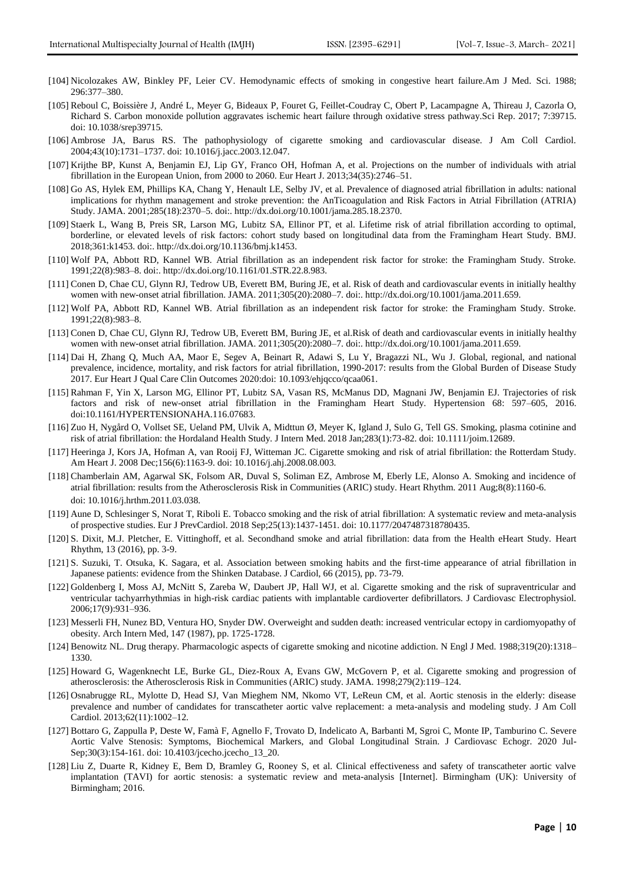[104] Nicolozakes AW, Binkley PF, Leier CV. Hemodynamic effects of smoking in congestive heart failure.Am J Med. Sci. 1988; 296:377–380.

[105] Reboul C, Boissière J, André L, Meyer G, Bideaux P, Fouret G, Feillet-Coudray C, Obert P, Lacampagne A, Thireau J, Cazorla O, Richard S. Carbon monoxide pollution aggravates ischemic heart failure through oxidative stress pathway.Sci Rep. 2017; 7:39715. doi: 10.1038/srep39715.

[106] Ambrose JA, Barus RS. The pathophysiology of cigarette smoking and cardiovascular disease. J Am Coll Cardiol. 2004;43(10):1731–1737. doi: 10.1016/j.jacc.2003.12.047.

[107] Krijthe BP, Kunst A, Benjamin EJ, Lip GY, Franco OH, Hofman A, et al. Projections on the number of individuals with atrial fibrillation in the European Union, from 2000 to 2060. Eur Heart J. 2013;34(35):2746–51.

[108] Go AS, Hylek EM, Phillips KA, Chang Y, Henault LE, Selby JV, et al. Prevalence of diagnosed atrial fibrillation in adults: national implications for rhythm management and stroke prevention: the AnTicoagulation and Risk Factors in Atrial Fibrillation (ATRIA) Study. JAMA. 2001;285(18):2370–5. doi:. http://dx.doi.org/10.1001/jama.285.18.2370.

[109] Staerk L, Wang B, Preis SR, Larson MG, Lubitz SA, Ellinor PT, et al. Lifetime risk of atrial fibrillation according to optimal, borderline, or elevated levels of risk factors: cohort study based on longitudinal data from the Framingham Heart Study. BMJ. 2018;361:k1453. doi:. http://dx.doi.org/10.1136/bmj.k1453.

[110] Wolf PA, Abbott RD, Kannel WB. Atrial fibrillation as an independent risk factor for stroke: the Framingham Study. Stroke. 1991;22(8):983–8. doi:. http://dx.doi.org/10.1161/01.STR.22.8.983.

[111] Conen D, Chae CU, Glynn RJ, Tedrow UB, Everett BM, Buring JE, et al. Risk of death and cardiovascular events in initially healthy women with new-onset atrial fibrillation. JAMA. 2011;305(20):2080–7. doi:. http://dx.doi.org/10.1001/jama.2011.659.

[112] Wolf PA, Abbott RD, Kannel WB. Atrial fibrillation as an independent risk factor for stroke: the Framingham Study. Stroke. 1991;22(8):983–8.

[113] Conen D, Chae CU, Glynn RJ, Tedrow UB, Everett BM, Buring JE, et al.Risk of death and cardiovascular events in initially healthy women with new-onset atrial fibrillation. JAMA. 2011;305(20):2080–7. doi:. http://dx.doi.org/10.1001/jama.2011.659.

[114] Dai H, Zhang Q, Much AA, Maor E, Segev A, Beinart R, Adawi S, Lu Y, Bragazzi NL, Wu J. Global, regional, and national prevalence, incidence, mortality, and risk factors for atrial fibrillation, 1990-2017: results from the Global Burden of Disease Study 2017. Eur Heart J Qual Care Clin Outcomes 2020:doi: 10.1093/ehjqcco/qcaa061.

[115] Rahman F, Yin X, Larson MG, Ellinor PT, Lubitz SA, Vasan RS, McManus DD, Magnani JW, Benjamin EJ. Trajectories of risk factors and risk of new-onset atrial fibrillation in the Framingham Heart Study. Hypertension 68: 597–605, 2016. doi:10.1161/HYPERTENSIONAHA.116.07683.

[116] Zuo H, Nygård O, Vollset SE, Ueland PM, Ulvik A, Midttun Ø, Meyer K, Igland J, Sulo G, Tell GS. Smoking, plasma cotinine and risk of atrial fibrillation: the Hordaland Health Study. J Intern Med. 2018 Jan;283(1):73-82. doi: 10.1111/joim.12689.

[117] Heeringa J, Kors JA, Hofman A, van Rooij FJ, Witteman JC. Cigarette smoking and risk of atrial fibrillation: the Rotterdam Study. Am Heart J. 2008 Dec;156(6):1163-9. doi: 10.1016/j.ahj.2008.08.003.

[118] Chamberlain AM, Agarwal SK, Folsom AR, Duval S, Soliman EZ, Ambrose M, Eberly LE, Alonso A. Smoking and incidence of atrial fibrillation: results from the Atherosclerosis Risk in Communities (ARIC) study. Heart Rhythm. 2011 Aug;8(8):1160-6. doi: 10.1016/j.hrthm.2011.03.038.

[119] Aune D, Schlesinger S, Norat T, Riboli E. Tobacco smoking and the risk of atrial fibrillation: A systematic review and meta-analysis of prospective studies. Eur J PrevCardiol. 2018 Sep;25(13):1437-1451. doi: 10.1177/2047487318780435.

[120] S. Dixit, M.J. Pletcher, E. Vittinghoff, et al. Secondhand smoke and atrial fibrillation: data from the Health eHeart Study. Heart Rhythm, 13 (2016), pp. 3-9.

[121] S. Suzuki, T. Otsuka, K. Sagara, et al. Association between smoking habits and the first-time appearance of atrial fibrillation in Japanese patients: evidence from the Shinken Database. J Cardiol, 66 (2015), pp. 73-79.

[122] Goldenberg I, Moss AJ, McNitt S, Zareba W, Daubert JP, Hall WJ, et al. Cigarette smoking and the risk of supraventricular and ventricular tachyarrhythmias in high-risk cardiac patients with implantable cardioverter defibrillators. J Cardiovasc Electrophysiol. 2006;17(9):931–936.

[123] Messerli FH, Nunez BD, Ventura HO, Snyder DW. Overweight and sudden death: increased ventricular ectopy in cardiomyopathy of obesity. Arch Intern Med, 147 (1987), pp. 1725-1728.

[124] Benowitz NL. Drug therapy. Pharmacologic aspects of cigarette smoking and nicotine addiction. N Engl J Med. 1988;319(20):1318–1330.

[125] Howard G, Wagenknecht LE, Burke GL, Diez-Roux A, Evans GW, McGovern P, et al. Cigarette smoking and progression of atherosclerosis: the Atherosclerosis Risk in Communities (ARIC) study. JAMA. 1998;279(2):119–124.

[126] Osnabrugge RL, Mylotte D, Head SJ, Van Mieghem NM, Nkomo VT, LeReun CM, et al. Aortic stenosis in the elderly: disease prevalence and number of candidates for transcatheter aortic valve replacement: a meta-analysis and modeling study. J Am Coll Cardiol. 2013;62(11):1002–12.

[127] Bottaro G, Zappulla P, Deste W, Famà F, Agnello F, Trovato D, Indelicato A, Barbanti M, Sgroi C, Monte IP, Tamburino C. Severe Aortic Valve Stenosis: Symptoms, Biochemical Markers, and Global Longitudinal Strain. J Cardiovasc Echogr. 2020 Jul-Sep;30(3):154-161. doi: 10.4103/jcecho.jcecho_13_20.

[128] Liu Z, Duarte R, Kidney E, Bem D, Bramley G, Rooney S, et al. Clinical effectiveness and safety of transcatheter aortic valve implantation (TAVI) for aortic stenosis: a systematic review and meta-analysis [Internet]. Birmingham (UK): University of Birmingham; 2016.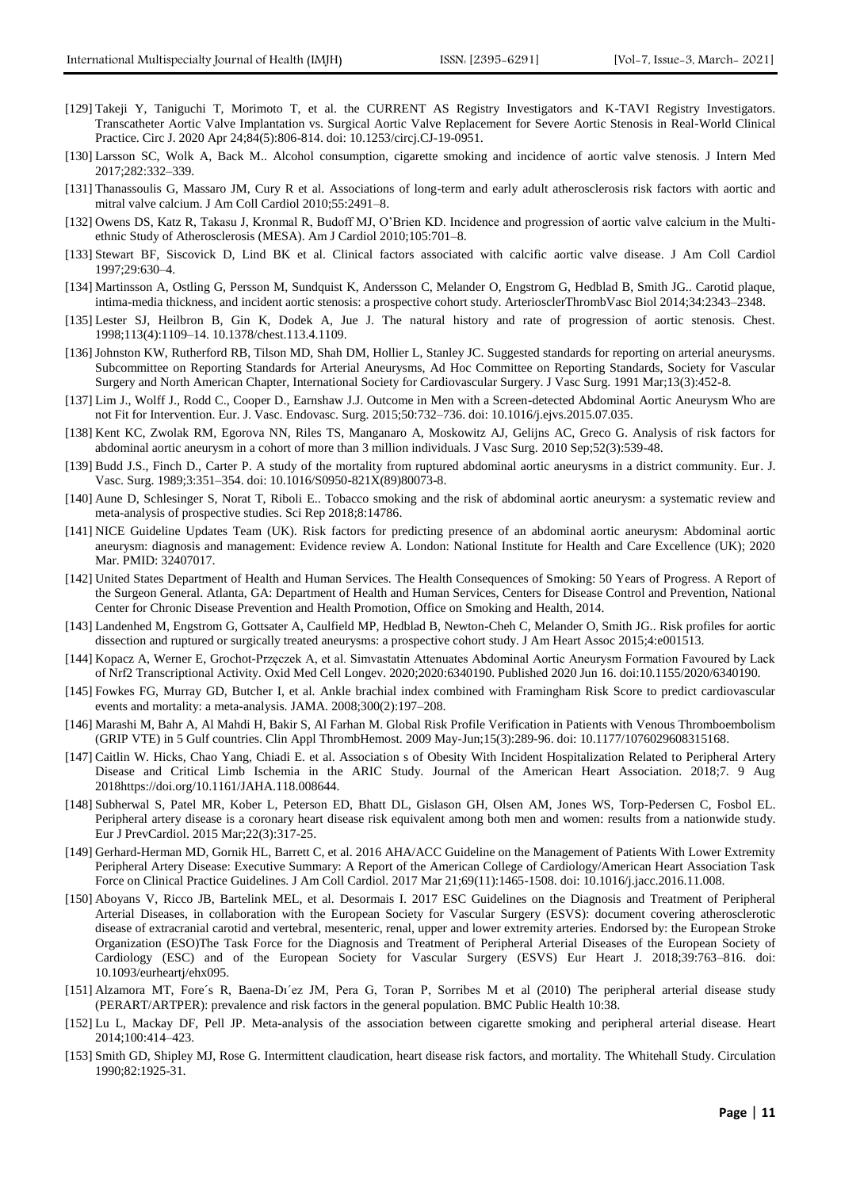[129] Takeji Y, Taniguchi T, Morimoto T, et al. the CURRENT AS Registry Investigators and K-TAVI Registry Investigators. Transcatheter Aortic Valve Implantation vs. Surgical Aortic Valve Replacement for Severe Aortic Stenosis in Real-World Clinical Practice. Circ J. 2020 Apr 24;84(5):806-814. doi: 10.1253/circj.CJ-19-0951.

[130] Larsson SC, Wolk A, Back M.. Alcohol consumption, cigarette smoking and incidence of aortic valve stenosis. J Intern Med 2017;282:332–339.

[131] Thanassoulis G, Massaro JM, Cury R et al. Associations of long-term and early adult atherosclerosis risk factors with aortic and mitral valve calcium. J Am Coll Cardiol 2010;55:2491–8.

[132] Owens DS, Katz R, Takasu J, Kronmal R, Budoff MJ, O'Brien KD. Incidence and progression of aortic valve calcium in the Multi-ethnic Study of Atherosclerosis (MESA). Am J Cardiol 2010;105:701–8.

[133] Stewart BF, Siscovick D, Lind BK et al. Clinical factors associated with calcific aortic valve disease. J Am Coll Cardiol 1997;29:630–4.

[134] Martinsson A, Ostling G, Persson M, Sundquist K, Andersson C, Melander O, Engstrom G, Hedblad B, Smith JG.. Carotid plaque, intima-media thickness, and incident aortic stenosis: a prospective cohort study. ArteriosclerThrombVasc Biol 2014;34:2343–2348.

[135] Lester SJ, Heilbron B, Gin K, Dodek A, Jue J. The natural history and rate of progression of aortic stenosis. Chest. 1998;113(4):1109–14. 10.1378/chest.113.4.1109.

[136] Johnston KW, Rutherford RB, Tilson MD, Shah DM, Hollier L, Stanley JC. Suggested standards for reporting on arterial aneurysms. Subcommittee on Reporting Standards for Arterial Aneurysms, Ad Hoc Committee on Reporting Standards, Society for Vascular Surgery and North American Chapter, International Society for Cardiovascular Surgery. J Vasc Surg. 1991 Mar;13(3):452-8.

[137] Lim J., Wolff J., Rodd C., Cooper D., Earnshaw J.J. Outcome in Men with a Screen-detected Abdominal Aortic Aneurysm Who are not Fit for Intervention. Eur. J. Vasc. Endovasc. Surg. 2015;50:732–736. doi: 10.1016/j.ejvs.2015.07.035.

[138] Kent KC, Zwolak RM, Egorova NN, Riles TS, Manganaro A, Moskowitz AJ, Gelijns AC, Greco G. Analysis of risk factors for abdominal aortic aneurysm in a cohort of more than 3 million individuals. J Vasc Surg. 2010 Sep;52(3):539-48.

[139] Budd J.S., Finch D., Carter P. A study of the mortality from ruptured abdominal aortic aneurysms in a district community. Eur. J. Vasc. Surg. 1989;3:351–354. doi: 10.1016/S0950-821X(89)80073-8.

[140] Aune D, Schlesinger S, Norat T, Riboli E.. Tobacco smoking and the risk of abdominal aortic aneurysm: a systematic review and meta-analysis of prospective studies. Sci Rep 2018;8:14786.

[141] NICE Guideline Updates Team (UK). Risk factors for predicting presence of an abdominal aortic aneurysm: Abdominal aortic aneurysm: diagnosis and management: Evidence review A. London: National Institute for Health and Care Excellence (UK); 2020 Mar. PMID: 32407017.

[142] United States Department of Health and Human Services. The Health Consequences of Smoking: 50 Years of Progress. A Report of the Surgeon General. Atlanta, GA: Department of Health and Human Services, Centers for Disease Control and Prevention, National Center for Chronic Disease Prevention and Health Promotion, Office on Smoking and Health, 2014.

[143] Landenhed M, Engstrom G, Gottsater A, Caulfield MP, Hedblad B, Newton-Cheh C, Melander O, Smith JG.. Risk profiles for aortic dissection and ruptured or surgically treated aneurysms: a prospective cohort study. J Am Heart Assoc 2015;4:e001513.

[144] Kopacz A, Werner E, Grochot-Przęczek A, et al. Simvastatin Attenuates Abdominal Aortic Aneurysm Formation Favoured by Lack of Nrf2 Transcriptional Activity. Oxid Med Cell Longev. 2020;2020:6340190. Published 2020 Jun 16. doi:10.1155/2020/6340190.

[145] Fowkes FG, Murray GD, Butcher I, et al. Ankle brachial index combined with Framingham Risk Score to predict cardiovascular events and mortality: a meta-analysis. JAMA. 2008;300(2):197–208.

[146] Marashi M, Bahr A, Al Mahdi H, Bakir S, Al Farhan M. Global Risk Profile Verification in Patients with Venous Thromboembolism (GRIP VTE) in 5 Gulf countries. Clin Appl ThrombHemost. 2009 May-Jun;15(3):289-96. doi: 10.1177/1076029608315168.

[147] Caitlin W. Hicks, Chao Yang, Chiadi E. et al. Association s of Obesity With Incident Hospitalization Related to Peripheral Artery Disease and Critical Limb Ischemia in the ARIC Study. Journal of the American Heart Association. 2018;7. 9 Aug 2018https://doi.org/10.1161/JAHA.118.008644.

[148] Subherwal S, Patel MR, Kober L, Peterson ED, Bhatt DL, Gislason GH, Olsen AM, Jones WS, Torp-Pedersen C, Fosbol EL. Peripheral artery disease is a coronary heart disease risk equivalent among both men and women: results from a nationwide study. Eur J PrevCardiol. 2015 Mar;22(3):317-25.

[149] Gerhard-Herman MD, Gornik HL, Barrett C, et al. 2016 AHA/ACC Guideline on the Management of Patients With Lower Extremity Peripheral Artery Disease: Executive Summary: A Report of the American College of Cardiology/American Heart Association Task Force on Clinical Practice Guidelines. J Am Coll Cardiol. 2017 Mar 21;69(11):1465-1508. doi: 10.1016/j.jacc.2016.11.008.

[150] Aboyans V, Ricco JB, Bartelink MEL, et al. Desormais I. 2017 ESC Guidelines on the Diagnosis and Treatment of Peripheral Arterial Diseases, in collaboration with the European Society for Vascular Surgery (ESVS): document covering atherosclerotic disease of extracranial carotid and vertebral, mesenteric, renal, upper and lower extremity arteries. Endorsed by: the European Stroke Organization (ESO)The Task Force for the Diagnosis and Treatment of Peripheral Arterial Diseases of the European Society of Cardiology (ESC) and of the European Society for Vascular Surgery (ESVS) Eur Heart J. 2018;39:763–816. doi: 10.1093/eurheartj/ehx095.

[151] Alzamora MT, Fore´s R, Baena-Dı´ez JM, Pera G, Toran P, Sorribes M et al (2010) The peripheral arterial disease study (PERART/ARTPER): prevalence and risk factors in the general population. BMC Public Health 10:38.

[152] Lu L, Mackay DF, Pell JP. Meta-analysis of the association between cigarette smoking and peripheral arterial disease. Heart 2014;100:414–423.

[153] Smith GD, Shipley MJ, Rose G. Intermittent claudication, heart disease risk factors, and mortality. The Whitehall Study. Circulation 1990;82:1925-31.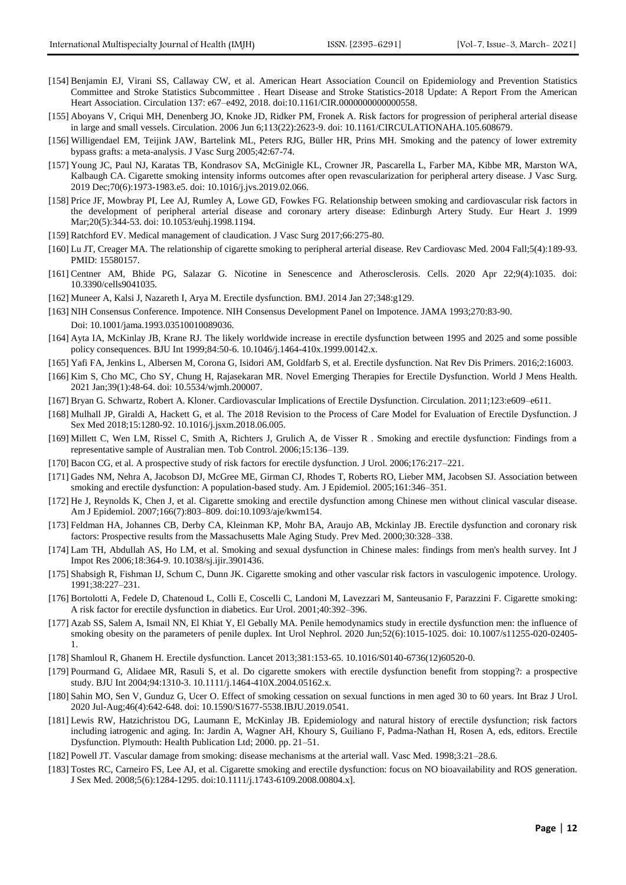[154] Benjamin EJ, Virani SS, Callaway CW, et al. American Heart Association Council on Epidemiology and Prevention Statistics Committee and Stroke Statistics Subcommittee . Heart Disease and Stroke Statistics-2018 Update: A Report From the American Heart Association. Circulation 137: e67–e492, 2018. doi:10.1161/CIR.0000000000000558.

[155] Aboyans V, Criqui MH, Denenberg JO, Knoke JD, Ridker PM, Fronek A. Risk factors for progression of peripheral arterial disease in large and small vessels. Circulation. 2006 Jun 6;113(22):2623-9. doi: 10.1161/CIRCULATIONAHA.105.608679.

[156] Willigendael EM, Teijink JAW, Bartelink ML, Peters RJG, Büller HR, Prins MH. Smoking and the patency of lower extremity bypass grafts: a meta-analysis. J Vasc Surg 2005;42:67-74.

[157] Young JC, Paul NJ, Karatas TB, Kondrasov SA, McGinigle KL, Crowner JR, Pascarella L, Farber MA, Kibbe MR, Marston WA, Kalbaugh CA. Cigarette smoking intensity informs outcomes after open revascularization for peripheral artery disease. J Vasc Surg. 2019 Dec;70(6):1973-1983.e5. doi: 10.1016/j.jvs.2019.02.066.

[158] Price JF, Mowbray PI, Lee AJ, Rumley A, Lowe GD, Fowkes FG. Relationship between smoking and cardiovascular risk factors in the development of peripheral arterial disease and coronary artery disease: Edinburgh Artery Study. Eur Heart J. 1999 Mar;20(5):344-53. doi: 10.1053/euhj.1998.1194.

[159] Ratchford EV. Medical management of claudication. J Vasc Surg 2017;66:275-80.

[160] Lu JT, Creager MA. The relationship of cigarette smoking to peripheral arterial disease. Rev Cardiovasc Med. 2004 Fall;5(4):189-93. PMID: 15580157.

[161] Centner AM, Bhide PG, Salazar G. Nicotine in Senescence and Atherosclerosis. Cells. 2020 Apr 22;9(4):1035. doi: 10.3390/cells9041035.

[162] Muneer A, Kalsi J, Nazareth I, Arya M. Erectile dysfunction. BMJ. 2014 Jan 27;348:g129.

[163] NIH Consensus Conference. Impotence. NIH Consensus Development Panel on Impotence. JAMA 1993;270:83-90. Doi: 10.1001/jama.1993.03510010089036.

[164] Ayta IA, McKinlay JB, Krane RJ. The likely worldwide increase in erectile dysfunction between 1995 and 2025 and some possible policy consequences. BJU Int 1999;84:50-6. 10.1046/j.1464-410x.1999.00142.x.

[165] Yafi FA, Jenkins L, Albersen M, Corona G, Isidori AM, Goldfarb S, et al. Erectile dysfunction. Nat Rev Dis Primers. 2016;2:16003.

[166] Kim S, Cho MC, Cho SY, Chung H, Rajasekaran MR. Novel Emerging Therapies for Erectile Dysfunction. World J Mens Health. 2021 Jan;39(1):48-64. doi: 10.5534/wjmh.200007.

[167] Bryan G. Schwartz, Robert A. Kloner. Cardiovascular Implications of Erectile Dysfunction. Circulation. 2011;123:e609–e611.

[168] Mulhall JP, Giraldi A, Hackett G, et al. The 2018 Revision to the Process of Care Model for Evaluation of Erectile Dysfunction. J Sex Med 2018;15:1280-92. 10.1016/j.jsxm.2018.06.005.

[169] Millett C, Wen LM, Rissel C, Smith A, Richters J, Grulich A, de Visser R . Smoking and erectile dysfunction: Findings from a representative sample of Australian men. Tob Control. 2006;15:136–139.

[170] Bacon CG, et al. A prospective study of risk factors for erectile dysfunction. J Urol. 2006;176:217–221.

[171] Gades NM, Nehra A, Jacobson DJ, McGree ME, Girman CJ, Rhodes T, Roberts RO, Lieber MM, Jacobsen SJ. Association between smoking and erectile dysfunction: A population-based study. Am. J Epidemiol. 2005;161:346–351.

[172] He J, Reynolds K, Chen J, et al. Cigarette smoking and erectile dysfunction among Chinese men without clinical vascular disease. Am J Epidemiol. 2007;166(7):803–809. doi:10.1093/aje/kwm154.

[173] Feldman HA, Johannes CB, Derby CA, Kleinman KP, Mohr BA, Araujo AB, Mckinlay JB. Erectile dysfunction and coronary risk factors: Prospective results from the Massachusetts Male Aging Study. Prev Med. 2000;30:328–338.

[174] Lam TH, Abdullah AS, Ho LM, et al. Smoking and sexual dysfunction in Chinese males: findings from men's health survey. Int J Impot Res 2006;18:364-9. 10.1038/sj.ijir.3901436.

[175] Shabsigh R, Fishman IJ, Schum C, Dunn JK. Cigarette smoking and other vascular risk factors in vasculogenic impotence. Urology. 1991;38:227–231.

[176] Bortolotti A, Fedele D, Chatenoud L, Colli E, Coscelli C, Landoni M, Lavezzari M, Santeusanio F, Parazzini F. Cigarette smoking: A risk factor for erectile dysfunction in diabetics. Eur Urol. 2001;40:392–396.

[177] Azab SS, Salem A, Ismail NN, El Khiat Y, El Gebally MA. Penile hemodynamics study in erectile dysfunction men: the influence of smoking obesity on the parameters of penile duplex. Int Urol Nephrol. 2020 Jun;52(6):1015-1025. doi: 10.1007/s11255-020-02405-1.

[178] Shamloul R, Ghanem H. Erectile dysfunction. Lancet 2013;381:153-65. 10.1016/S0140-6736(12)60520-0.

[179] Pourmand G, Alidaee MR, Rasuli S, et al. Do cigarette smokers with erectile dysfunction benefit from stopping?: a prospective study. BJU Int 2004;94:1310-3. 10.1111/j.1464-410X.2004.05162.x.

[180] Sahin MO, Sen V, Gunduz G, Ucer O. Effect of smoking cessation on sexual functions in men aged 30 to 60 years. Int Braz J Urol. 2020 Jul-Aug;46(4):642-648. doi: 10.1590/S1677-5538.IBJU.2019.0541.

[181] Lewis RW, Hatzichristou DG, Laumann E, McKinlay JB. Epidemiology and natural history of erectile dysfunction; risk factors including iatrogenic and aging. In: Jardin A, Wagner AH, Khoury S, Guiliano F, Padma-Nathan H, Rosen A, eds, editors. Erectile Dysfunction. Plymouth: Health Publication Ltd; 2000. pp. 21–51.

[182] Powell JT. Vascular damage from smoking: disease mechanisms at the arterial wall. Vasc Med. 1998;3:21–28.6.

[183] Tostes RC, Carneiro FS, Lee AJ, et al. Cigarette smoking and erectile dysfunction: focus on NO bioavailability and ROS generation. J Sex Med. 2008;5(6):1284-1295. doi:10.1111/j.1743-6109.2008.00804.x].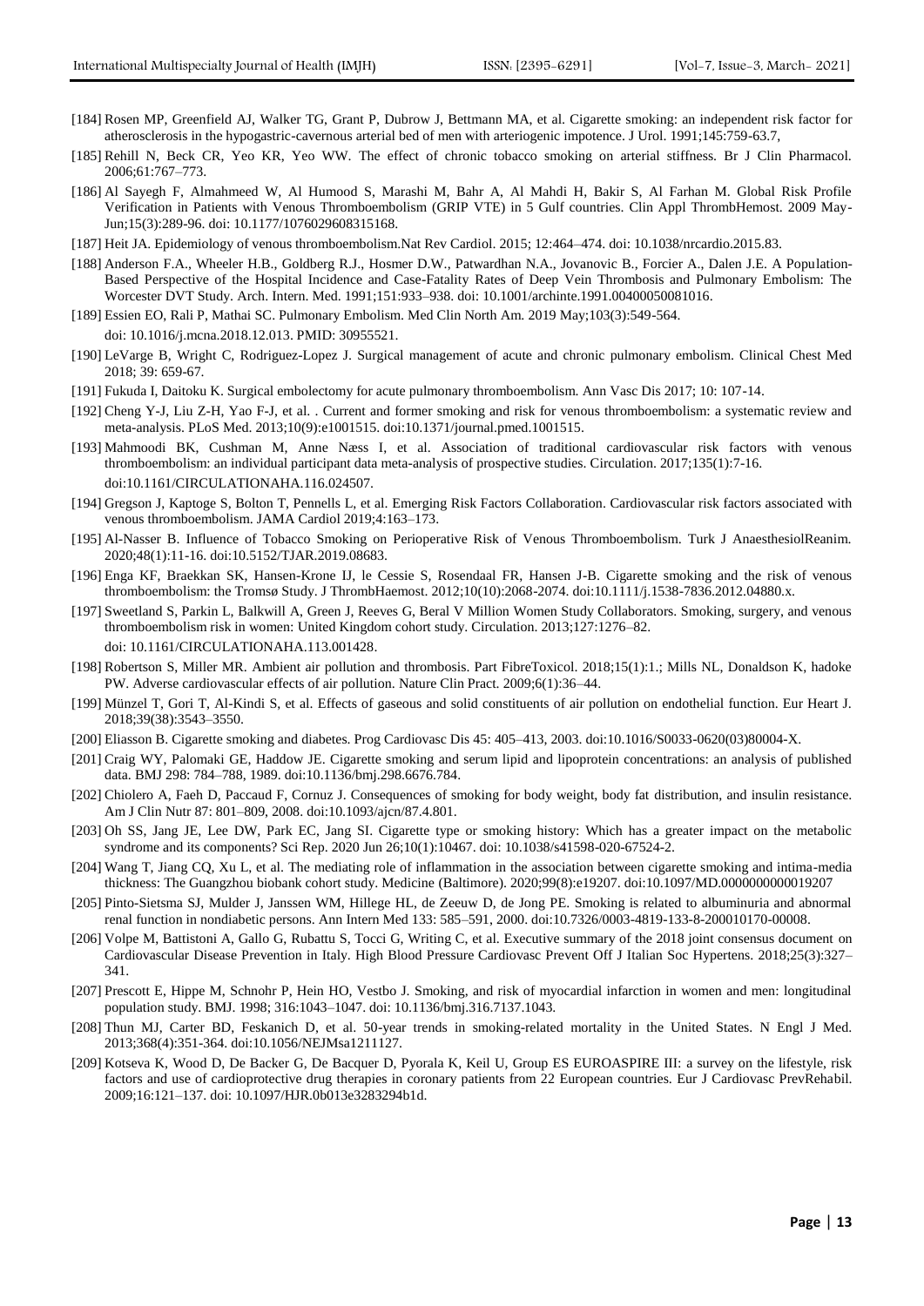[184] Rosen MP, Greenfield AJ, Walker TG, Grant P, Dubrow J, Bettmann MA, et al. Cigarette smoking: an independent risk factor for atherosclerosis in the hypogastric-cavernous arterial bed of men with arteriogenic impotence. J Urol. 1991;145:759-63.7,

[185] Rehill N, Beck CR, Yeo KR, Yeo WW. The effect of chronic tobacco smoking on arterial stiffness. Br J Clin Pharmacol. 2006;61:767–773.

[186] Al Sayegh F, Almahmeed W, Al Humood S, Marashi M, Bahr A, Al Mahdi H, Bakir S, Al Farhan M. Global Risk Profile Verification in Patients with Venous Thromboembolism (GRIP VTE) in 5 Gulf countries. Clin Appl ThrombHemost. 2009 May-Jun;15(3):289-96. doi: 10.1177/1076029608315168.

[187] Heit JA. Epidemiology of venous thromboembolism.Nat Rev Cardiol. 2015; 12:464–474. doi: 10.1038/nrcardio.2015.83.

[188] Anderson F.A., Wheeler H.B., Goldberg R.J., Hosmer D.W., Patwardhan N.A., Jovanovic B., Forcier A., Dalen J.E. A Population-Based Perspective of the Hospital Incidence and Case-Fatality Rates of Deep Vein Thrombosis and Pulmonary Embolism: The Worcester DVT Study. Arch. Intern. Med. 1991;151:933–938. doi: 10.1001/archinte.1991.00400050081016.

[189] Essien EO, Rali P, Mathai SC. Pulmonary Embolism. Med Clin North Am. 2019 May;103(3):549-564. doi: 10.1016/j.mcna.2018.12.013. PMID: 30955521.

[190] LeVarge B, Wright C, Rodriguez-Lopez J. Surgical management of acute and chronic pulmonary embolism. Clinical Chest Med 2018; 39: 659-67.

[191] Fukuda I, Daitoku K. Surgical embolectomy for acute pulmonary thromboembolism. Ann Vasc Dis 2017; 10: 107-14.

[192] Cheng Y-J, Liu Z-H, Yao F-J, et al. . Current and former smoking and risk for venous thromboembolism: a systematic review and meta-analysis. PLoS Med. 2013;10(9):e1001515. doi:10.1371/journal.pmed.1001515.

[193] Mahmoodi BK, Cushman M, Anne Næss I, et al. Association of traditional cardiovascular risk factors with venous thromboembolism: an individual participant data meta-analysis of prospective studies. Circulation. 2017;135(1):7-16. doi:10.1161/CIRCULATIONAHA.116.024507.

[194] Gregson J, Kaptoge S, Bolton T, Pennells L, et al. Emerging Risk Factors Collaboration. Cardiovascular risk factors associated with venous thromboembolism. JAMA Cardiol 2019;4:163–173.

[195] Al-Nasser B. Influence of Tobacco Smoking on Perioperative Risk of Venous Thromboembolism. Turk J AnaesthesiolReanim. 2020;48(1):11-16. doi:10.5152/TJAR.2019.08683.

[196] Enga KF, Braekkan SK, Hansen-Krone IJ, le Cessie S, Rosendaal FR, Hansen J-B. Cigarette smoking and the risk of venous thromboembolism: the Tromsø Study. J ThrombHaemost. 2012;10(10):2068-2074. doi:10.1111/j.1538-7836.2012.04880.x.

[197] Sweetland S, Parkin L, Balkwill A, Green J, Reeves G, Beral V Million Women Study Collaborators. Smoking, surgery, and venous thromboembolism risk in women: United Kingdom cohort study. Circulation. 2013;127:1276–82. doi: 10.1161/CIRCULATIONAHA.113.001428.

[198] Robertson S, Miller MR. Ambient air pollution and thrombosis. Part FibreToxicol. 2018;15(1):1.; Mills NL, Donaldson K, hadoke PW. Adverse cardiovascular effects of air pollution. Nature Clin Pract. 2009;6(1):36–44.

[199] Münzel T, Gori T, Al-Kindi S, et al. Effects of gaseous and solid constituents of air pollution on endothelial function. Eur Heart J. 2018;39(38):3543–3550.

[200] Eliasson B. Cigarette smoking and diabetes. Prog Cardiovasc Dis 45: 405–413, 2003. doi:10.1016/S0033-0620(03)80004-X.

[201] Craig WY, Palomaki GE, Haddow JE. Cigarette smoking and serum lipid and lipoprotein concentrations: an analysis of published data. BMJ 298: 784–788, 1989. doi:10.1136/bmj.298.6676.784.

[202] Chiolero A, Faeh D, Paccaud F, Cornuz J. Consequences of smoking for body weight, body fat distribution, and insulin resistance. Am J Clin Nutr 87: 801–809, 2008. doi:10.1093/ajcn/87.4.801.

[203] Oh SS, Jang JE, Lee DW, Park EC, Jang SI. Cigarette type or smoking history: Which has a greater impact on the metabolic syndrome and its components? Sci Rep. 2020 Jun 26;10(1):10467. doi: 10.1038/s41598-020-67524-2.

[204] Wang T, Jiang CQ, Xu L, et al. The mediating role of inflammation in the association between cigarette smoking and intima-media thickness: The Guangzhou biobank cohort study. Medicine (Baltimore). 2020;99(8):e19207. doi:10.1097/MD.0000000000019207

[205] Pinto-Sietsma SJ, Mulder J, Janssen WM, Hillege HL, de Zeeuw D, de Jong PE. Smoking is related to albuminuria and abnormal renal function in nondiabetic persons. Ann Intern Med 133: 585–591, 2000. doi:10.7326/0003-4819-133-8-200010170-00008.

[206] Volpe M, Battistoni A, Gallo G, Rubattu S, Tocci G, Writing C, et al. Executive summary of the 2018 joint consensus document on Cardiovascular Disease Prevention in Italy. High Blood Pressure Cardiovasc Prevent Off J Italian Soc Hypertens. 2018;25(3):327–341.

[207] Prescott E, Hippe M, Schnohr P, Hein HO, Vestbo J. Smoking, and risk of myocardial infarction in women and men: longitudinal population study. BMJ. 1998; 316:1043–1047. doi: 10.1136/bmj.316.7137.1043.

[208] Thun MJ, Carter BD, Feskanich D, et al. 50-year trends in smoking-related mortality in the United States. N Engl J Med. 2013;368(4):351-364. doi:10.1056/NEJMsa1211127.

[209] Kotseva K, Wood D, De Backer G, De Bacquer D, Pyorala K, Keil U, Group ES EUROASPIRE III: a survey on the lifestyle, risk factors and use of cardioprotective drug therapies in coronary patients from 22 European countries. Eur J Cardiovasc PrevRehabil. 2009;16:121–137. doi: 10.1097/HJR.0b013e3283294b1d.